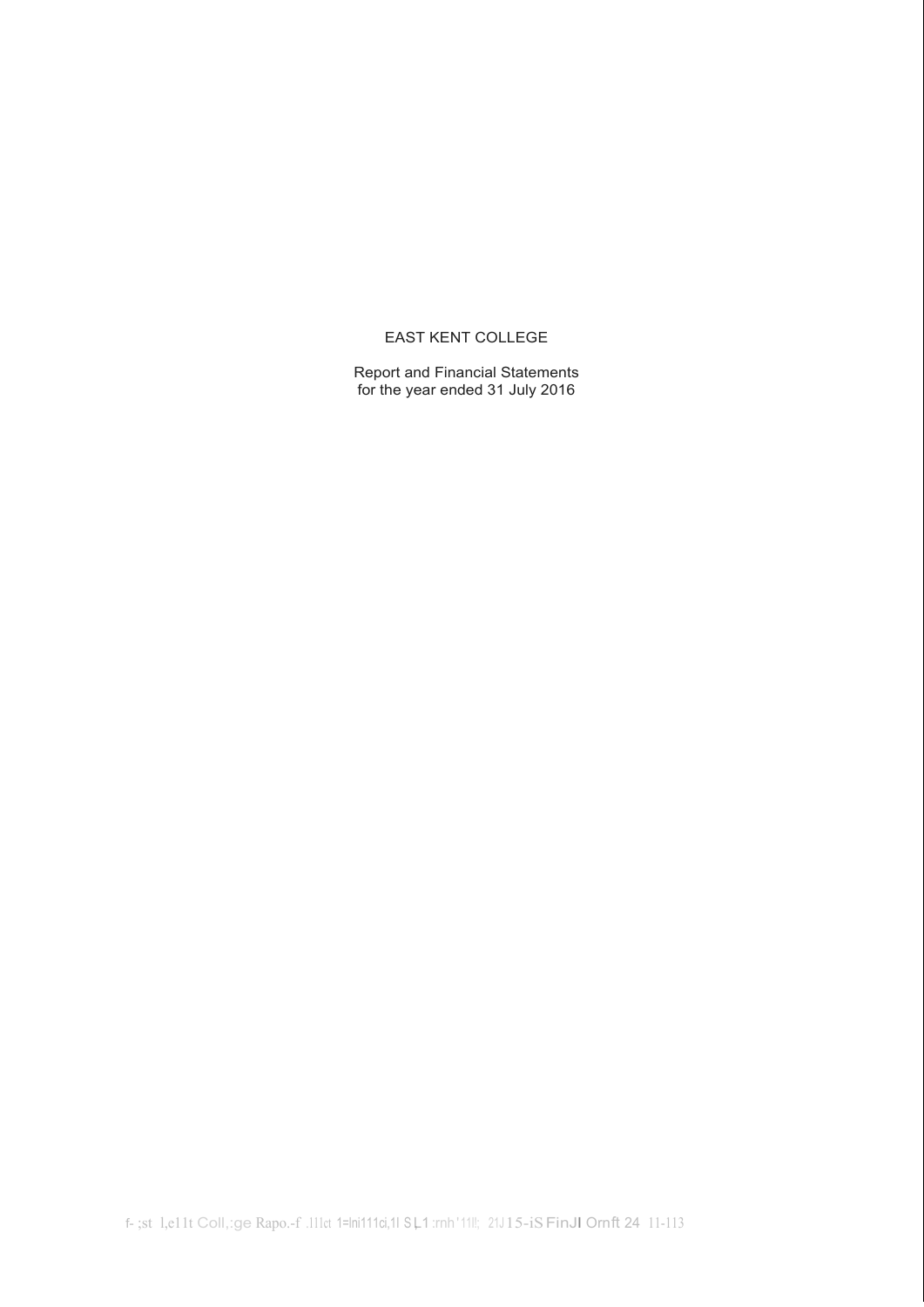# EAST KENT COLLEGE

Report and Financial Statements
for the year ended 31 July 2016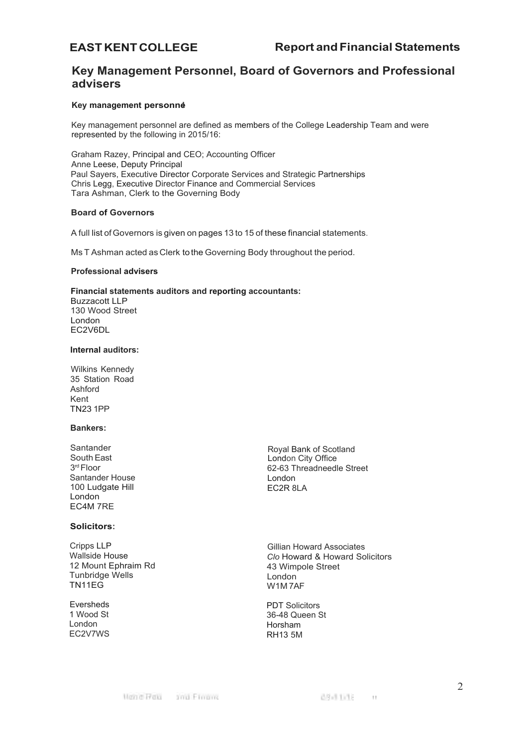## Key Management Personnel, Board of Governors and Professional advisers

### Key management personnel

Key management personnel are defined as members of the College Leadership Team and were represented by the following in 2015/16:

Graham Razey, Principal and CEO; Accounting Officer
Anne Leese, Deputy Principal
Paul Sayers, Executive Director Corporate Services and Strategic Partnerships
Chris Legg, Executive Director Finance and Commercial Services
Tara Ashman, Clerk to the Governing Body

### Board of Governors

A full list of Governors is given on pages 13 to 15 of these financial statements.

Ms T Ashman acted as Clerk to the Governing Body throughout the period.

### Professional advisers

**Financial statements auditors and reporting accountants:**
Buzzacott LLP
130 Wood Street
London
EC2V6DL

**Internal auditors:**

Wilkins Kennedy
35 Station Road
Ashford
Kent
TN23 1PP

**Bankers:**

Santander
South East
3rd Floor
Santander House
100 Ludgate Hill
London
EC4M 7RE

Royal Bank of Scotland
London City Office
62-63 Threadneedle Street
London
EC2R 8LA

**Solicitors:**

Cripps LLP
Wallside House
12 Mount Ephraim Rd
Tunbridge Wells
TN11EG

Eversheds
1 Wood St
London
EC2V7WS

Gillian Howard Associates
*C/o* Howard & Howard Solicitors
43 Wimpole Street
London
W1M 7AF

PDT Solicitors
36-48 Queen St
Horsham
RH13 5M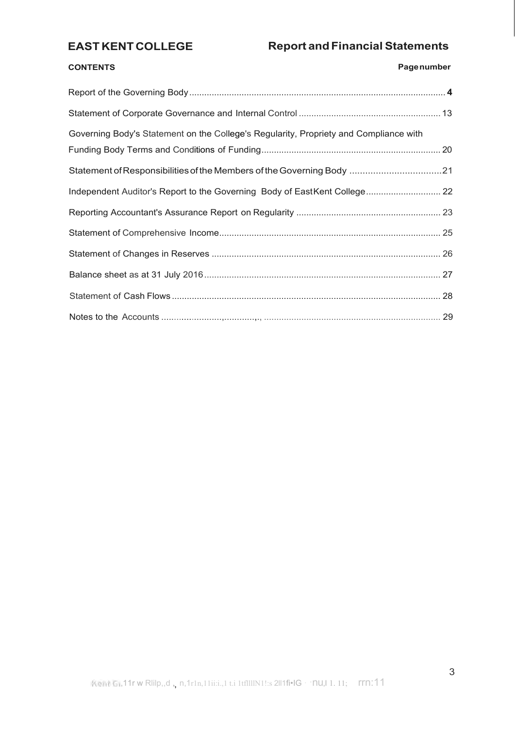**EAST KENT COLLEGE** **Report and Financial Statements**

**CONTENTS** **Page number**

| | |
|---|---|
| Report of the Governing Body | **4** |
| Statement of Corporate Governance and Internal Control | 13 |
| Governing Body's Statement on the College's Regularity, Propriety and Compliance with Funding Body Terms and Conditions of Funding | 20 |
| Statement of Responsibilities of the Members of the Governing Body | 21 |
| Independent Auditor's Report to the Governing Body of East Kent College | 22 |
| Reporting Accountant's Assurance Report on Regularity | 23 |
| Statement of Comprehensive Income | 25 |
| Statement of Changes in Reserves | 26 |
| Balance sheet as at 31 July 2016 | 27 |
| Statement of Cash Flows | 28 |
| Notes to the Accounts | 29 |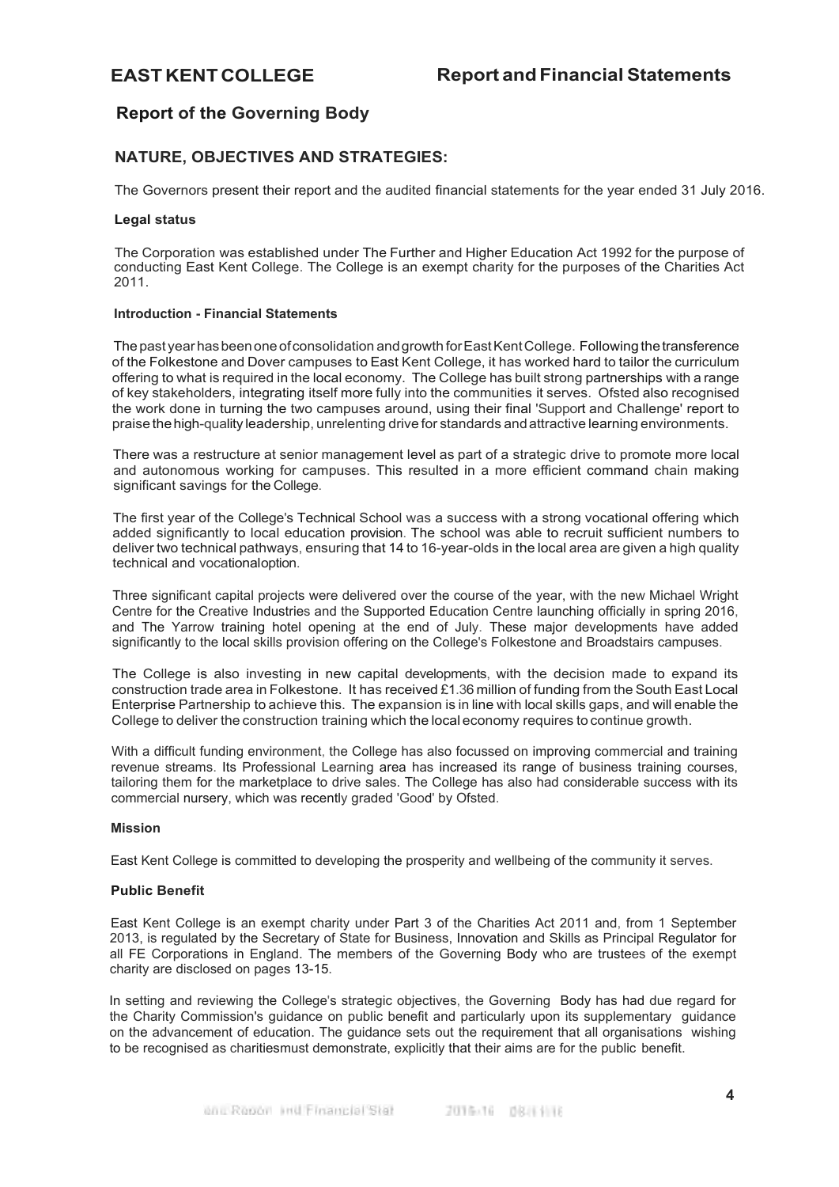## Report of the Governing Body

### NATURE, OBJECTIVES AND STRATEGIES:

The Governors present their report and the audited financial statements for the year ended 31 July 2016.

**Legal status**

The Corporation was established under The Further and Higher Education Act 1992 for the purpose of conducting East Kent College. The College is an exempt charity for the purposes of the Charities Act 2011.

**Introduction - Financial Statements**

The past year has been one of consolidation and growth for East Kent College. Following the transference of the Folkestone and Dover campuses to East Kent College, it has worked hard to tailor the curriculum offering to what is required in the local economy. The College has built strong partnerships with a range of key stakeholders, integrating itself more fully into the communities it serves. Ofsted also recognised the work done in turning the two campuses around, using their final 'Support and Challenge' report to praise the high-quality leadership, unrelenting drive for standards and attractive learning environments.

There was a restructure at senior management level as part of a strategic drive to promote more local and autonomous working for campuses. This resulted in a more efficient command chain making significant savings for the College.

The first year of the College's Technical School was a success with a strong vocational offering which added significantly to local education provision. The school was able to recruit sufficient numbers to deliver two technical pathways, ensuring that 14 to 16-year-olds in the local area are given a high quality technical and vocationaloption.

Three significant capital projects were delivered over the course of the year, with the new Michael Wright Centre for the Creative Industries and the Supported Education Centre launching officially in spring 2016, and The Yarrow training hotel opening at the end of July. These major developments have added significantly to the local skills provision offering on the College's Folkestone and Broadstairs campuses.

The College is also investing in new capital developments, with the decision made to expand its construction trade area in Folkestone. It has received £1.36 million of funding from the South East Local Enterprise Partnership to achieve this. The expansion is in line with local skills gaps, and will enable the College to deliver the construction training which the local economy requires to continue growth.

With a difficult funding environment, the College has also focussed on improving commercial and training revenue streams. Its Professional Learning area has increased its range of business training courses, tailoring them for the marketplace to drive sales. The College has also had considerable success with its commercial nursery, which was recently graded 'Good' by Ofsted.

**Mission**

East Kent College is committed to developing the prosperity and wellbeing of the community it serves.

**Public Benefit**

East Kent College is an exempt charity under Part 3 of the Charities Act 2011 and, from 1 September 2013, is regulated by the Secretary of State for Business, Innovation and Skills as Principal Regulator for all FE Corporations in England. The members of the Governing Body who are trustees of the exempt charity are disclosed on pages 13-15.

In setting and reviewing the College's strategic objectives, the Governing Body has had due regard for the Charity Commission's guidance on public benefit and particularly upon its supplementary guidance on the advancement of education. The guidance sets out the requirement that all organisations wishing to be recognised as charitiesmust demonstrate, explicitly that their aims are for the public benefit.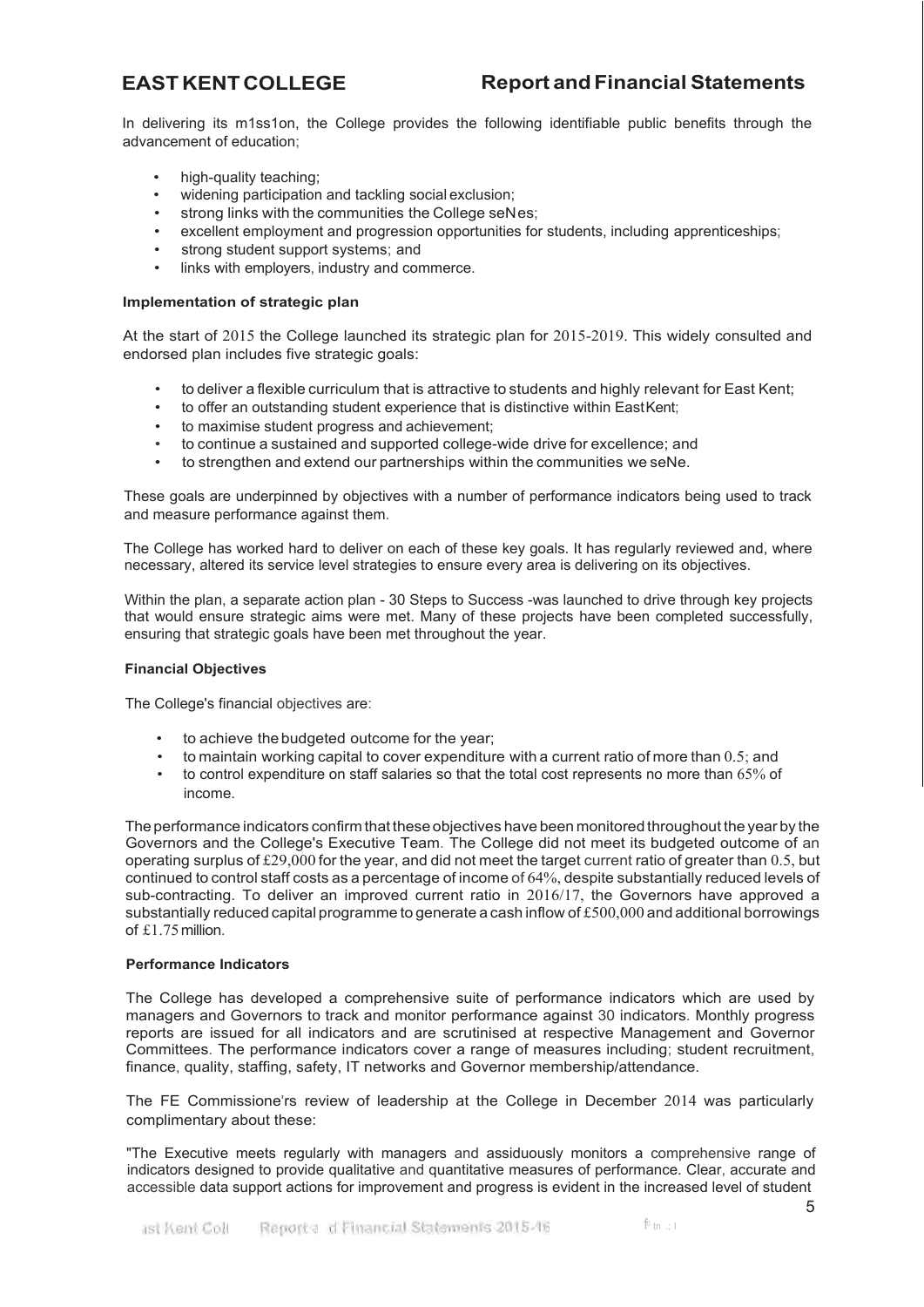In delivering its m1ss1on, the College provides the following identifiable public benefits through the advancement of education;

- high-quality teaching;
- widening participation and tackling social exclusion;
- strong links with the communities the College seNes;
- excellent employment and progression opportunities for students, including apprenticeships;
- strong student support systems; and
- links with employers, industry and commerce.

#### Implementation of strategic plan

At the start of 2015 the College launched its strategic plan for 2015-2019. This widely consulted and endorsed plan includes five strategic goals:

- to deliver a flexible curriculum that is attractive to students and highly relevant for East Kent;
- to offer an outstanding student experience that is distinctive within East Kent;
- to maximise student progress and achievement;
- to continue a sustained and supported college-wide drive for excellence; and
- to strengthen and extend our partnerships within the communities we seNe.

These goals are underpinned by objectives with a number of performance indicators being used to track and measure performance against them.

The College has worked hard to deliver on each of these key goals. It has regularly reviewed and, where necessary, altered its service level strategies to ensure every area is delivering on its objectives.

Within the plan, a separate action plan - 30 Steps to Success -was launched to drive through key projects that would ensure strategic aims were met. Many of these projects have been completed successfully, ensuring that strategic goals have been met throughout the year.

#### Financial Objectives

The College's financial objectives are:

- to achieve the budgeted outcome for the year;
- to maintain working capital to cover expenditure with a current ratio of more than 0.5; and
- to control expenditure on staff salaries so that the total cost represents no more than 65% of income.

The performance indicators confirm that these objectives have been monitored throughout the year by the Governors and the College's Executive Team. The College did not meet its budgeted outcome of an operating surplus of £29,000 for the year, and did not meet the target current ratio of greater than 0.5, but continued to control staff costs as a percentage of income of 64%, despite substantially reduced levels of sub-contracting. To deliver an improved current ratio in 2016/17, the Governors have approved a substantially reduced capital programme to generate a cash inflow of £500,000 and additional borrowings of £1.75 million.

#### Performance Indicators

The College has developed a comprehensive suite of performance indicators which are used by managers and Governors to track and monitor performance against 30 indicators. Monthly progress reports are issued for all indicators and are scrutinised at respective Management and Governor Committees. The performance indicators cover a range of measures including; student recruitment, finance, quality, staffing, safety, IT networks and Governor membership/attendance.

The FE Commissione'rs review of leadership at the College in December 2014 was particularly complimentary about these:

"The Executive meets regularly with managers and assiduously monitors a comprehensive range of indicators designed to provide qualitative and quantitative measures of performance. Clear, accurate and accessible data support actions for improvement and progress is evident in the increased level of student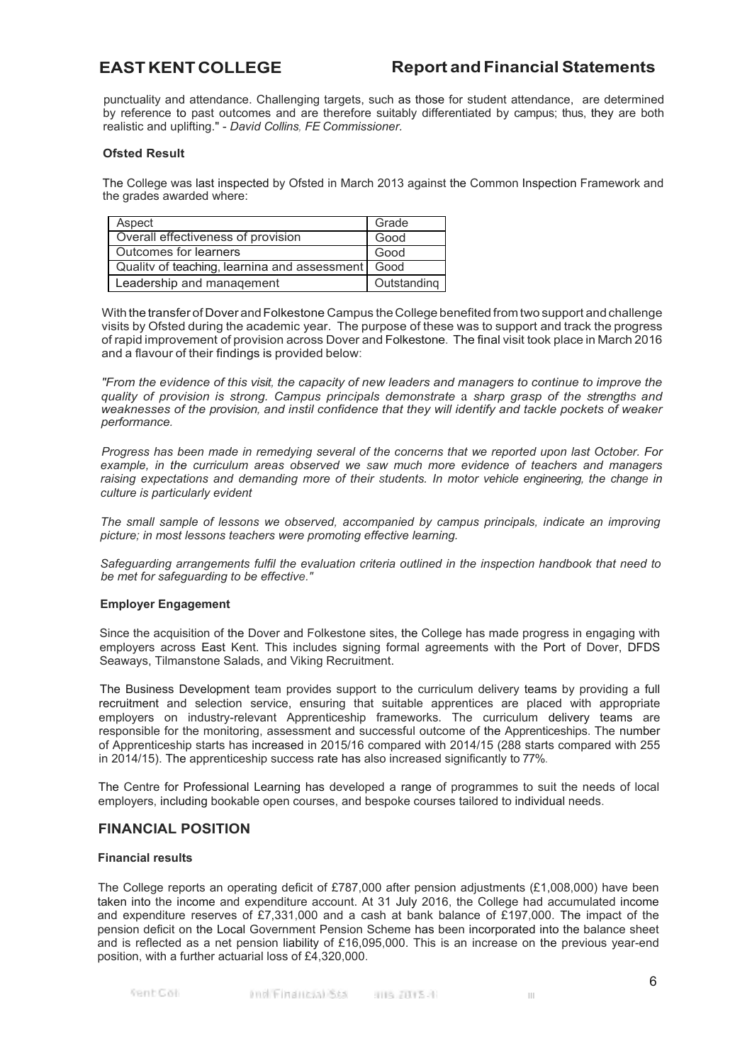punctuality and attendance. Challenging targets, such as those for student attendance, are determined by reference to past outcomes and are therefore suitably differentiated by campus; thus, they are both realistic and uplifting." - *David Collins, FE Commissioner.*

#### Ofsted Result

The College was last inspected by Ofsted in March 2013 against the Common Inspection Framework and the grades awarded where:

| Aspect | Grade |
|---|---|
| Overall effectiveness of provision | Good |
| Outcomes for learners | Good |
| Quality of teaching, learning and assessment | Good |
| Leadership and management | Outstanding |

With the transfer of Dover and Folkestone Campus the College benefited from two support and challenge visits by Ofsted during the academic year. The purpose of these was to support and track the progress of rapid improvement of provision across Dover and Folkestone. The final visit took place in March 2016 and a flavour of their findings is provided below:

*"From the evidence of this visit, the capacity of new leaders and managers to continue to improve the quality of provision is strong. Campus principals demonstrate a sharp grasp of the strengths and weaknesses of the provision, and instil confidence that they will identify and tackle pockets of weaker performance.*

*Progress has been made in remedying several of the concerns that we reported upon last October. For example, in the curriculum areas observed we saw much more evidence of teachers and managers raising expectations and demanding more of their students. In motor vehicle engineering, the change in culture is particularly evident*

*The small sample of lessons we observed, accompanied by campus principals, indicate an improving picture; in most lessons teachers were promoting effective learning.*

*Safeguarding arrangements fulfil the evaluation criteria outlined in the inspection handbook that need to be met for safeguarding to be effective."*

#### Employer Engagement

Since the acquisition of the Dover and Folkestone sites, the College has made progress in engaging with employers across East Kent. This includes signing formal agreements with the Port of Dover, DFDS Seaways, Tilmanstone Salads, and Viking Recruitment.

The Business Development team provides support to the curriculum delivery teams by providing a full recruitment and selection service, ensuring that suitable apprentices are placed with appropriate employers on industry-relevant Apprenticeship frameworks. The curriculum delivery teams are responsible for the monitoring, assessment and successful outcome of the Apprenticeships. The number of Apprenticeship starts has increased in 2015/16 compared with 2014/15 (288 starts compared with 255 in 2014/15). The apprenticeship success rate has also increased significantly to 77%.

The Centre for Professional Learning has developed a range of programmes to suit the needs of local employers, including bookable open courses, and bespoke courses tailored to individual needs.

## FINANCIAL POSITION

#### Financial results

The College reports an operating deficit of £787,000 after pension adjustments (£1,008,000) have been taken into the income and expenditure account. At 31 July 2016, the College had accumulated income and expenditure reserves of £7,331,000 and a cash at bank balance of £197,000. The impact of the pension deficit on the Local Government Pension Scheme has been incorporated into the balance sheet and is reflected as a net pension liability of £16,095,000. This is an increase on the previous year-end position, with a further actuarial loss of £4,320,000.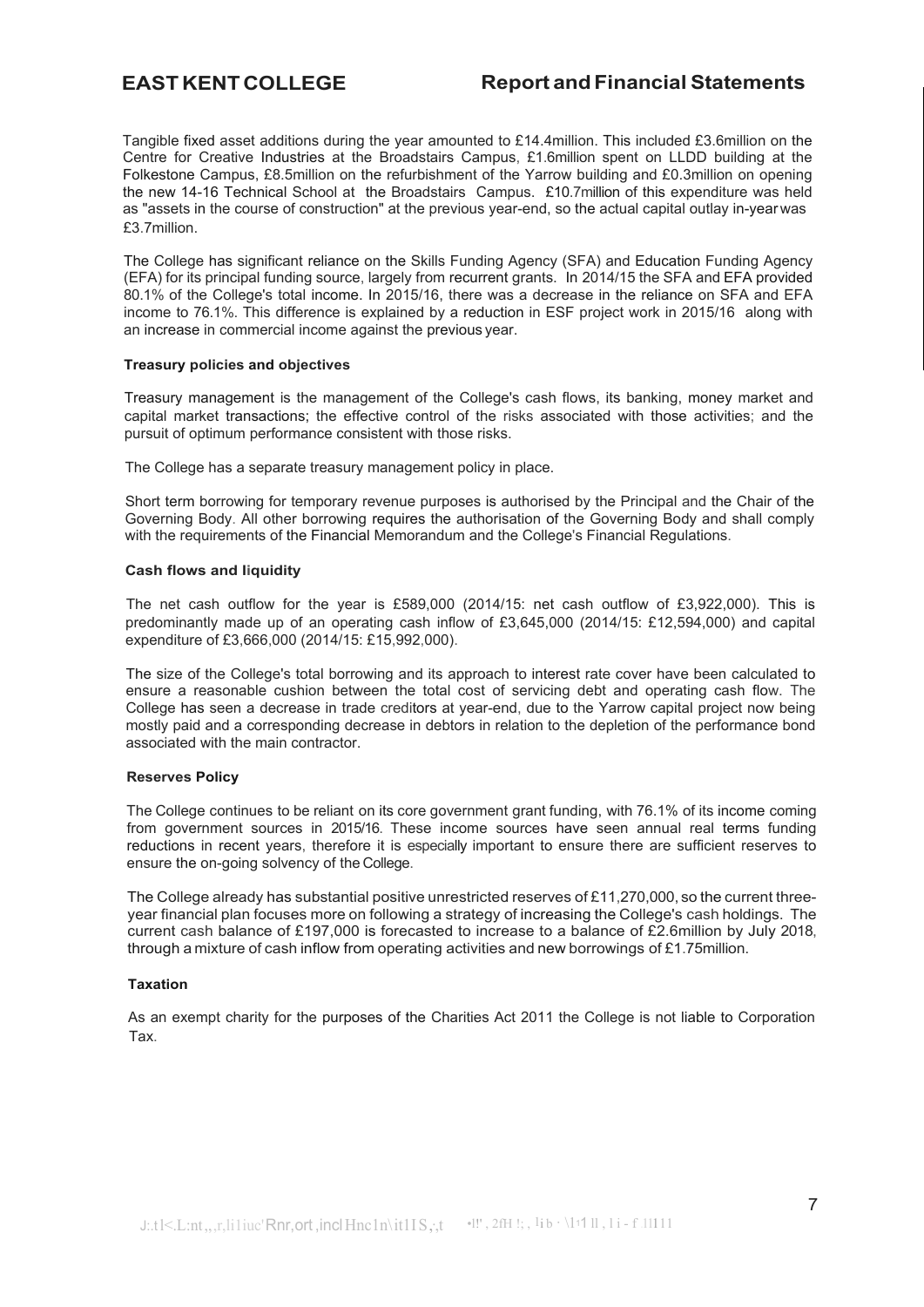Tangible fixed asset additions during the year amounted to £14.4million. This included £3.6million on the Centre for Creative Industries at the Broadstairs Campus, £1.6million spent on LLDD building at the Folkestone Campus, £8.5million on the refurbishment of the Yarrow building and £0.3million on opening the new 14-16 Technical School at the Broadstairs Campus. £10.7million of this expenditure was held as "assets in the course of construction" at the previous year-end, so the actual capital outlay in-year was £3.7million.

The College has significant reliance on the Skills Funding Agency (SFA) and Education Funding Agency (EFA) for its principal funding source, largely from recurrent grants. In 2014/15 the SFA and EFA provided 80.1% of the College's total income. In 2015/16, there was a decrease in the reliance on SFA and EFA income to 76.1%. This difference is explained by a reduction in ESF project work in 2015/16 along with an increase in commercial income against the previous year.

#### Treasury policies and objectives

Treasury management is the management of the College's cash flows, its banking, money market and capital market transactions; the effective control of the risks associated with those activities; and the pursuit of optimum performance consistent with those risks.

The College has a separate treasury management policy in place.

Short term borrowing for temporary revenue purposes is authorised by the Principal and the Chair of the Governing Body. All other borrowing requires the authorisation of the Governing Body and shall comply with the requirements of the Financial Memorandum and the College's Financial Regulations.

#### Cash flows and liquidity

The net cash outflow for the year is £589,000 (2014/15: net cash outflow of £3,922,000). This is predominantly made up of an operating cash inflow of £3,645,000 (2014/15: £12,594,000) and capital expenditure of £3,666,000 (2014/15: £15,992,000).

The size of the College's total borrowing and its approach to interest rate cover have been calculated to ensure a reasonable cushion between the total cost of servicing debt and operating cash flow. The College has seen a decrease in trade creditors at year-end, due to the Yarrow capital project now being mostly paid and a corresponding decrease in debtors in relation to the depletion of the performance bond associated with the main contractor.

#### Reserves Policy

The College continues to be reliant on its core government grant funding, with 76.1% of its income coming from government sources in 2015/16. These income sources have seen annual real terms funding reductions in recent years, therefore it is especially important to ensure there are sufficient reserves to ensure the on-going solvency of the College.

The College already has substantial positive unrestricted reserves of £11,270,000, so the current three-year financial plan focuses more on following a strategy of increasing the College's cash holdings. The current cash balance of £197,000 is forecasted to increase to a balance of £2.6million by July 2018, through a mixture of cash inflow from operating activities and new borrowings of £1.75million.

#### Taxation

As an exempt charity for the purposes of the Charities Act 2011 the College is not liable to Corporation Tax.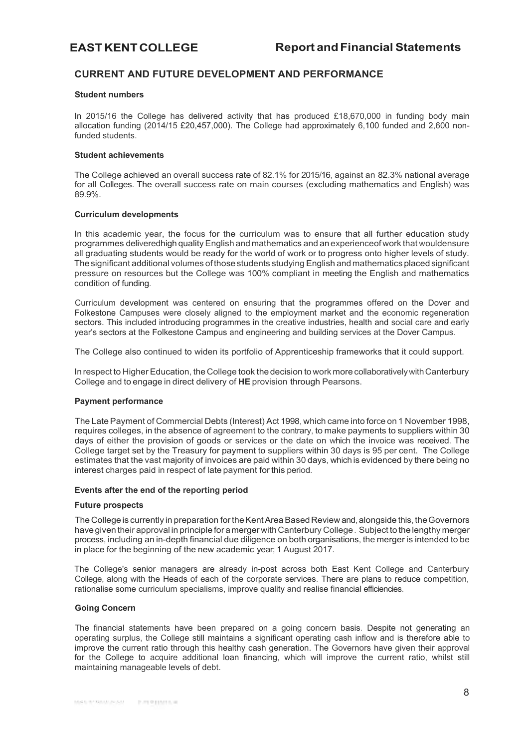## CURRENT AND FUTURE DEVELOPMENT AND PERFORMANCE

### Student numbers

In 2015/16 the College has delivered activity that has produced £18,670,000 in funding body main allocation funding (2014/15 £20,457,000). The College had approximately 6,100 funded and 2,600 non-funded students.

### Student achievements

The College achieved an overall success rate of 82.1% for 2015/16, against an 82.3% national average for all Colleges. The overall success rate on main courses (excluding mathematics and English) was 89.9%.

### Curriculum developments

In this academic year, the focus for the curriculum was to ensure that all further education study programmes deliveredhigh quality English and mathematics and an experienceof work that wouldensure all graduating students would be ready for the world of work or to progress onto higher levels of study. The significant additional volumes of those students studying English and mathematics placed significant pressure on resources but the College was 100% compliant in meeting the English and mathematics condition of funding.

Curriculum development was centered on ensuring that the programmes offered on the Dover and Folkestone Campuses were closely aligned to the employment market and the economic regeneration sectors. This included introducing programmes in the creative industries, health and social care and early year's sectors at the Folkestone Campus and engineering and building services at the Dover Campus.

The College also continued to widen its portfolio of Apprenticeship frameworks that it could support.

In respect to Higher Education, the College took the decision to work more collaboratively with Canterbury College and to engage in direct delivery of **HE** provision through Pearsons.

### Payment performance

The Late Payment of Commercial Debts (Interest) Act 1998, which came into force on 1 November 1998, requires colleges, in the absence of agreement to the contrary, to make payments to suppliers within 30 days of either the provision of goods or services or the date on which the invoice was received. The College target set by the Treasury for payment to suppliers within 30 days is 95 per cent. The College estimates that the vast majority of invoices are paid within 30 days, which is evidenced by there being no interest charges paid in respect of late payment for this period.

### Events after the end of the reporting period

### Future prospects

The College is currently in preparation for the Kent Area Based Review and, alongside this, the Governors have given their approval in principle for a merger with Canterbury College. Subject to the lengthy merger process, including an in-depth financial due diligence on both organisations, the merger is intended to be in place for the beginning of the new academic year; 1 August 2017.

The College's senior managers are already in-post across both East Kent College and Canterbury College, along with the Heads of each of the corporate services. There are plans to reduce competition, rationalise some curriculum specialisms, improve quality and realise financial efficiencies.

### Going Concern

The financial statements have been prepared on a going concern basis. Despite not generating an operating surplus, the College still maintains a significant operating cash inflow and is therefore able to improve the current ratio through this healthy cash generation. The Governors have given their approval for the College to acquire additional loan financing, which will improve the current ratio, whilst still maintaining manageable levels of debt.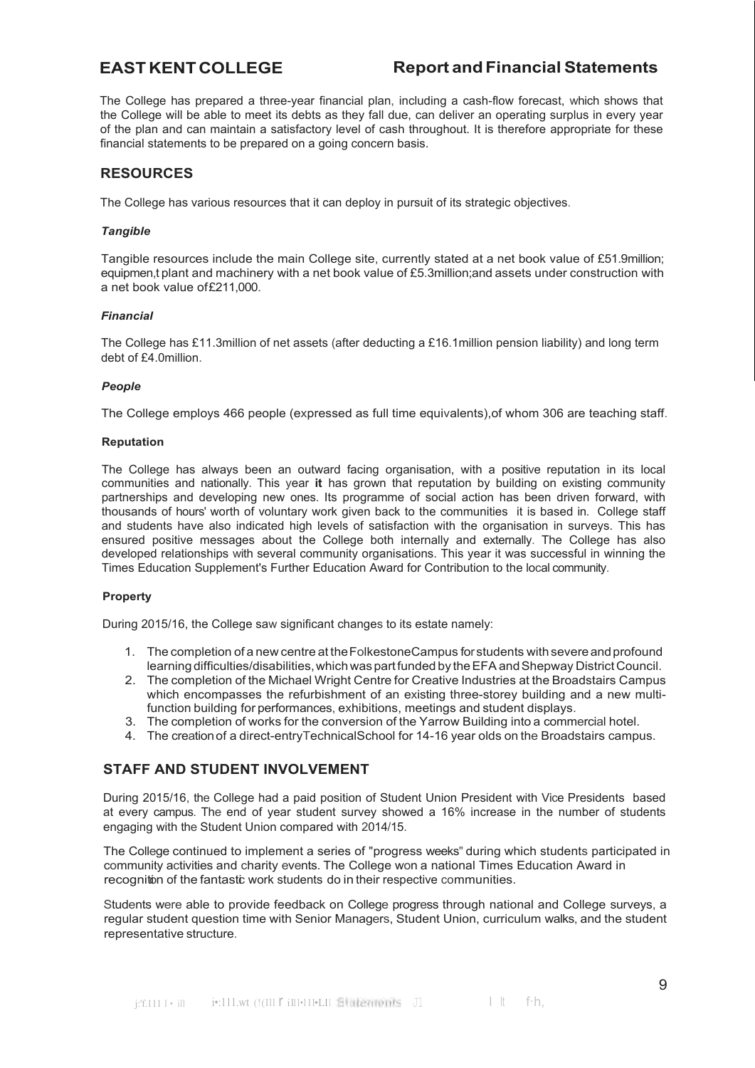The College has prepared a three-year financial plan, including a cash-flow forecast, which shows that the College will be able to meet its debts as they fall due, can deliver an operating surplus in every year of the plan and can maintain a satisfactory level of cash throughout. It is therefore appropriate for these financial statements to be prepared on a going concern basis.

## RESOURCES

The College has various resources that it can deploy in pursuit of its strategic objectives.

### *Tangible*

Tangible resources include the main College site, currently stated at a net book value of £51.9million; equipmen,t plant and machinery with a net book value of £5.3million;and assets under construction with a net book value of£211,000.

### *Financial*

The College has £11.3million of net assets (after deducting a £16.1million pension liability) and long term debt of £4.0million.

### *People*

The College employs 466 people (expressed as full time equivalents),of whom 306 are teaching staff.

### Reputation

The College has always been an outward facing organisation, with a positive reputation in its local communities and nationally. This year **it** has grown that reputation by building on existing community partnerships and developing new ones. Its programme of social action has been driven forward, with thousands of hours' worth of voluntary work given back to the communities it is based in. College staff and students have also indicated high levels of satisfaction with the organisation in surveys. This has ensured positive messages about the College both internally and externally. The College has also developed relationships with several community organisations. This year it was successful in winning the Times Education Supplement's Further Education Award for Contribution to the local community.

### Property

During 2015/16, the College saw significant changes to its estate namely:

1. The completion of a new centre at the Folkestone Campus for students with severe and profound learning difficulties/disabilities, which was part funded by the EFA and Shepway District Council.
2. The completion of the Michael Wright Centre for Creative Industries at the Broadstairs Campus which encompasses the refurbishment of an existing three-storey building and a new multi-function building for performances, exhibitions, meetings and student displays.
3. The completion of works for the conversion of the Yarrow Building into a commercial hotel.
4. The creation of a direct-entry Technical School for 14-16 year olds on the Broadstairs campus.

## STAFF AND STUDENT INVOLVEMENT

During 2015/16, the College had a paid position of Student Union President with Vice Presidents based at every campus. The end of year student survey showed a 16% increase in the number of students engaging with the Student Union compared with 2014/15.

The College continued to implement a series of "progress weeks" during which students participated in community activities and charity events. The College won a national Times Education Award in recognition of the fantastic work students do in their respective communities.

Students were able to provide feedback on College progress through national and College surveys, a regular student question time with Senior Managers, Student Union, curriculum walks, and the student representative structure.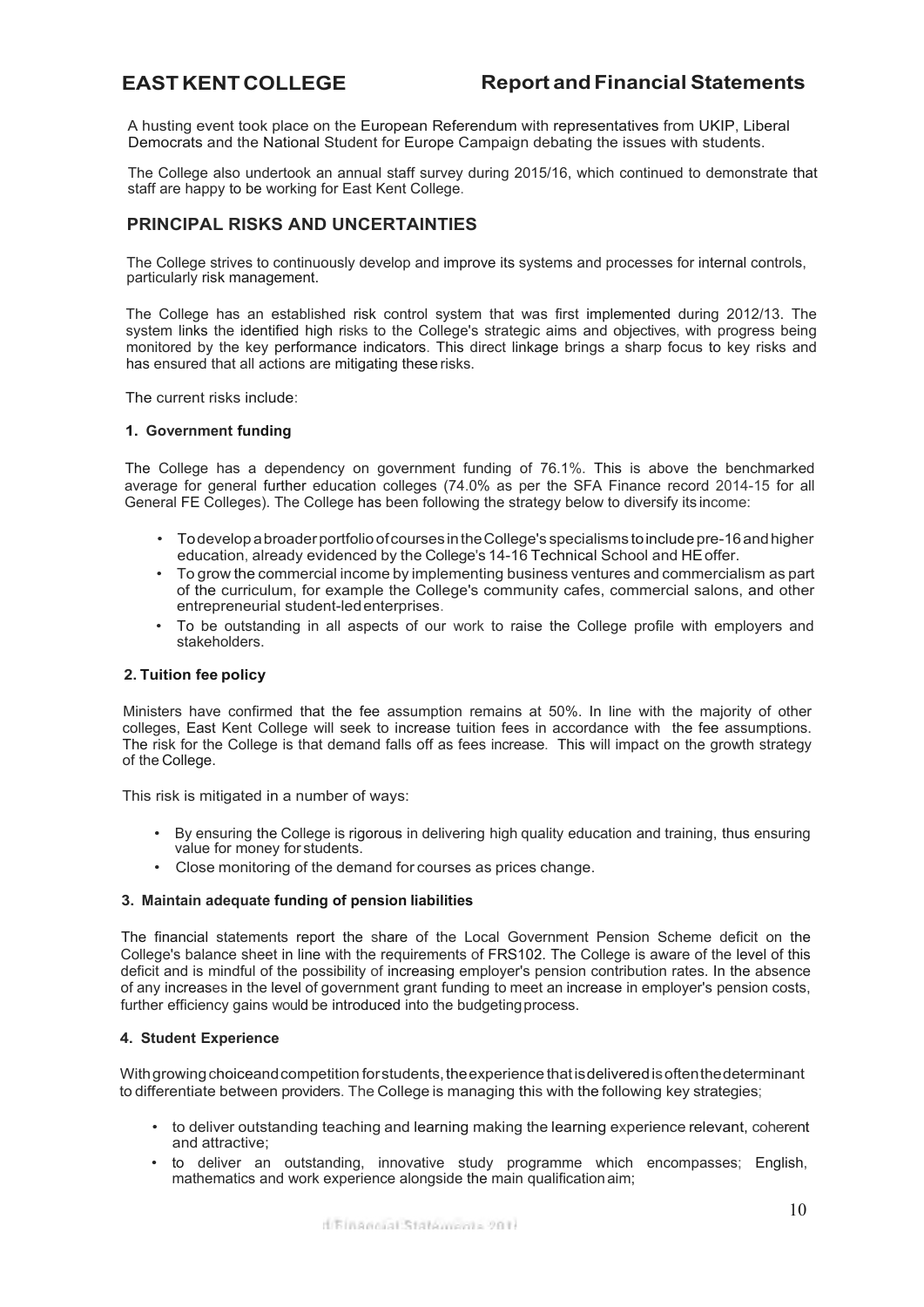A husting event took place on the European Referendum with representatives from UKIP, Liberal Democrats and the National Student for Europe Campaign debating the issues with students.

The College also undertook an annual staff survey during 2015/16, which continued to demonstrate that staff are happy to be working for East Kent College.

## PRINCIPAL RISKS AND UNCERTAINTIES

The College strives to continuously develop and improve its systems and processes for internal controls, particularly risk management.

The College has an established risk control system that was first implemented during 2012/13. The system links the identified high risks to the College's strategic aims and objectives, with progress being monitored by the key performance indicators. This direct linkage brings a sharp focus to key risks and has ensured that all actions are mitigating these risks.

The current risks include:

### 1. Government funding

The College has a dependency on government funding of 76.1%. This is above the benchmarked average for general further education colleges (74.0% as per the SFA Finance record 2014-15 for all General FE Colleges). The College has been following the strategy below to diversify its income:

- To develop a broader portfolio of courses in the College's specialisms to include pre-16 and higher education, already evidenced by the College's 14-16 Technical School and HE offer.
- To grow the commercial income by implementing business ventures and commercialism as part of the curriculum, for example the College's community cafes, commercial salons, and other entrepreneurial student-led enterprises.
- To be outstanding in all aspects of our work to raise the College profile with employers and stakeholders.

### 2. Tuition fee policy

Ministers have confirmed that the fee assumption remains at 50%. In line with the majority of other colleges, East Kent College will seek to increase tuition fees in accordance with the fee assumptions. The risk for the College is that demand falls off as fees increase. This will impact on the growth strategy of the College.

This risk is mitigated in a number of ways:

- By ensuring the College is rigorous in delivering high quality education and training, thus ensuring value for money for students.
- Close monitoring of the demand for courses as prices change.

### 3. Maintain adequate funding of pension liabilities

The financial statements report the share of the Local Government Pension Scheme deficit on the College's balance sheet in line with the requirements of FRS102. The College is aware of the level of this deficit and is mindful of the possibility of increasing employer's pension contribution rates. In the absence of any increases in the level of government grant funding to meet an increase in employer's pension costs, further efficiency gains would be introduced into the budgeting process.

### 4. Student Experience

With growing choice and competition for students, the experience that is delivered is often the determinant to differentiate between providers. The College is managing this with the following key strategies;

- to deliver outstanding teaching and learning making the learning experience relevant, coherent and attractive;
- to deliver an outstanding, innovative study programme which encompasses; English, mathematics and work experience alongside the main qualification aim;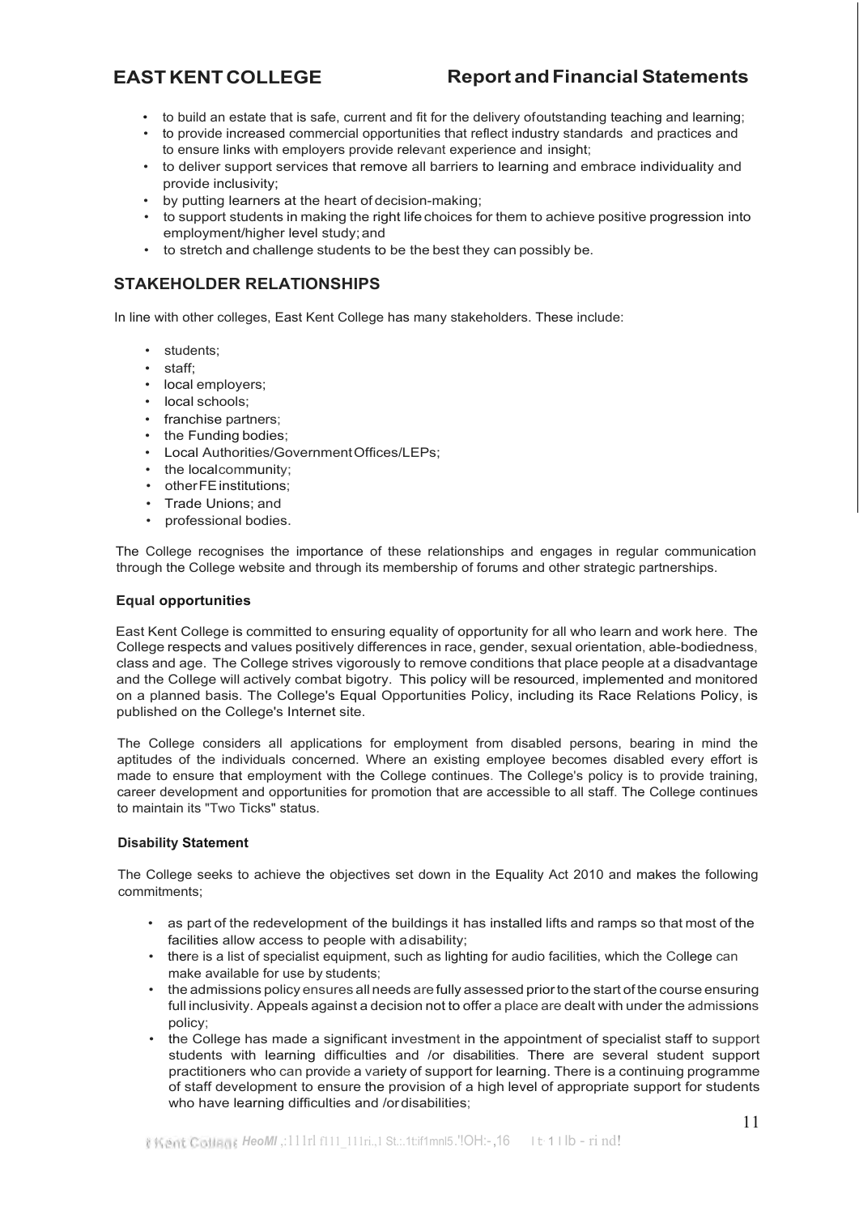- to build an estate that is safe, current and fit for the delivery of outstanding teaching and learning;
- to provide increased commercial opportunities that reflect industry standards and practices and to ensure links with employers provide relevant experience and insight;
- to deliver support services that remove all barriers to learning and embrace individuality and provide inclusivity;
- by putting learners at the heart of decision-making;
- to support students in making the right life choices for them to achieve positive progression into employment/higher level study; and
- to stretch and challenge students to be the best they can possibly be.

## STAKEHOLDER RELATIONSHIPS

In line with other colleges, East Kent College has many stakeholders. These include:

- students;
- staff;
- local employers;
- local schools;
- franchise partners;
- the Funding bodies;
- Local Authorities/Government Offices/LEPs;
- the local community;
- other FE institutions;
- Trade Unions; and
- professional bodies.

The College recognises the importance of these relationships and engages in regular communication through the College website and through its membership of forums and other strategic partnerships.

### Equal opportunities

East Kent College is committed to ensuring equality of opportunity for all who learn and work here. The College respects and values positively differences in race, gender, sexual orientation, able-bodiedness, class and age. The College strives vigorously to remove conditions that place people at a disadvantage and the College will actively combat bigotry. This policy will be resourced, implemented and monitored on a planned basis. The College's Equal Opportunities Policy, including its Race Relations Policy, is published on the College's Internet site.

The College considers all applications for employment from disabled persons, bearing in mind the aptitudes of the individuals concerned. Where an existing employee becomes disabled every effort is made to ensure that employment with the College continues. The College's policy is to provide training, career development and opportunities for promotion that are accessible to all staff. The College continues to maintain its "Two Ticks" status.

### Disability Statement

The College seeks to achieve the objectives set down in the Equality Act 2010 and makes the following commitments;

- as part of the redevelopment of the buildings it has installed lifts and ramps so that most of the facilities allow access to people with a disability;
- there is a list of specialist equipment, such as lighting for audio facilities, which the College can make available for use by students;
- the admissions policy ensures all needs are fully assessed prior to the start of the course ensuring full inclusivity. Appeals against a decision not to offer a place are dealt with under the admissions policy;
- the College has made a significant investment in the appointment of specialist staff to support students with learning difficulties and /or disabilities. There are several student support practitioners who can provide a variety of support for learning. There is a continuing programme of staff development to ensure the provision of a high level of appropriate support for students who have learning difficulties and /or disabilities;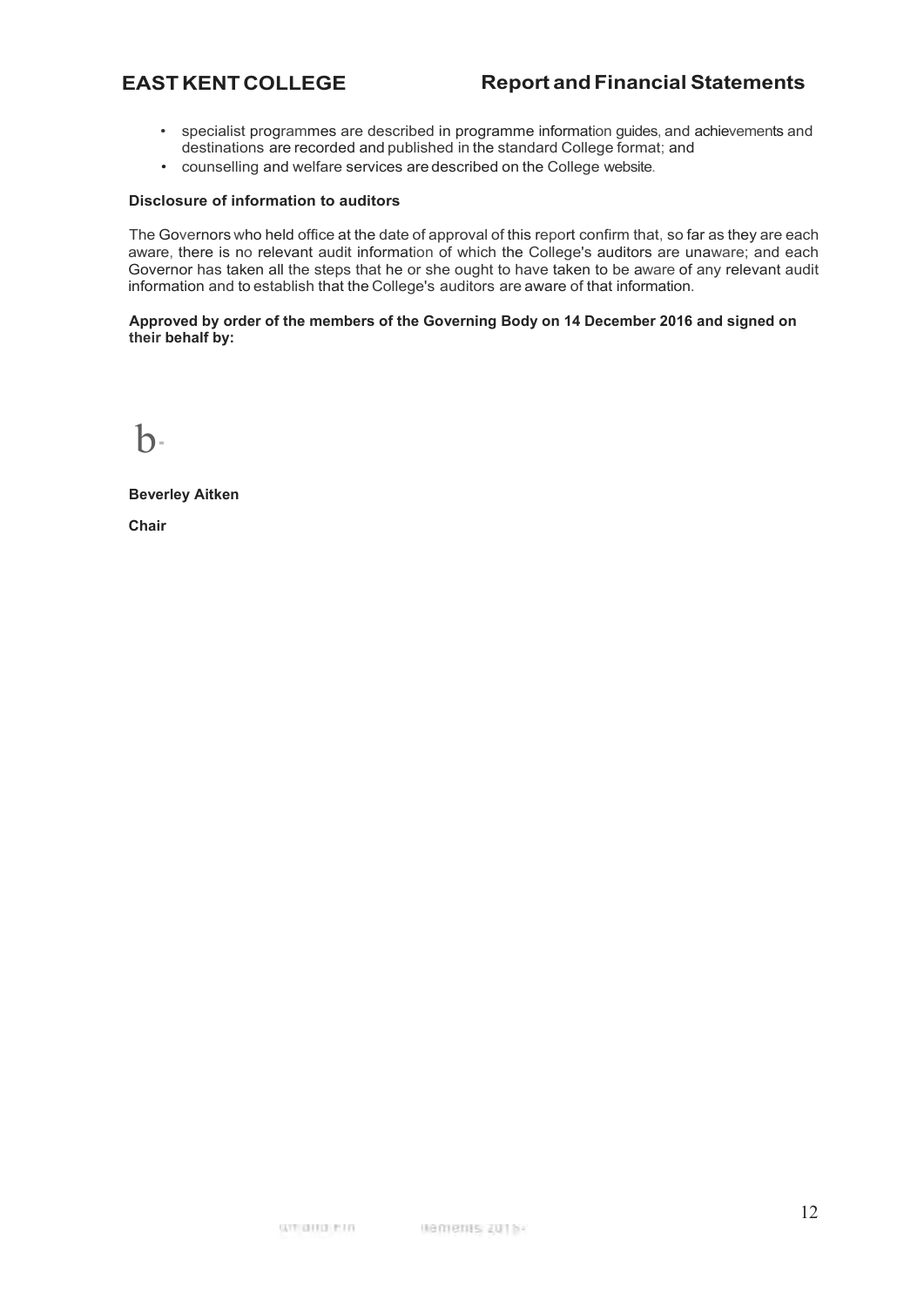- specialist programmes are described in programme information guides, and achievements and destinations are recorded and published in the standard College format; and
- counselling and welfare services are described on the College website.

**Disclosure of information to auditors**

The Governors who held office at the date of approval of this report confirm that, so far as they are each aware, there is no relevant audit information of which the College's auditors are unaware; and each Governor has taken all the steps that he or she ought to have taken to be aware of any relevant audit information and to establish that the College's auditors are aware of that information.

**Approved by order of the members of the Governing Body on 14 December 2016 and signed on their behalf by:**

**Beverley Aitken**

**Chair**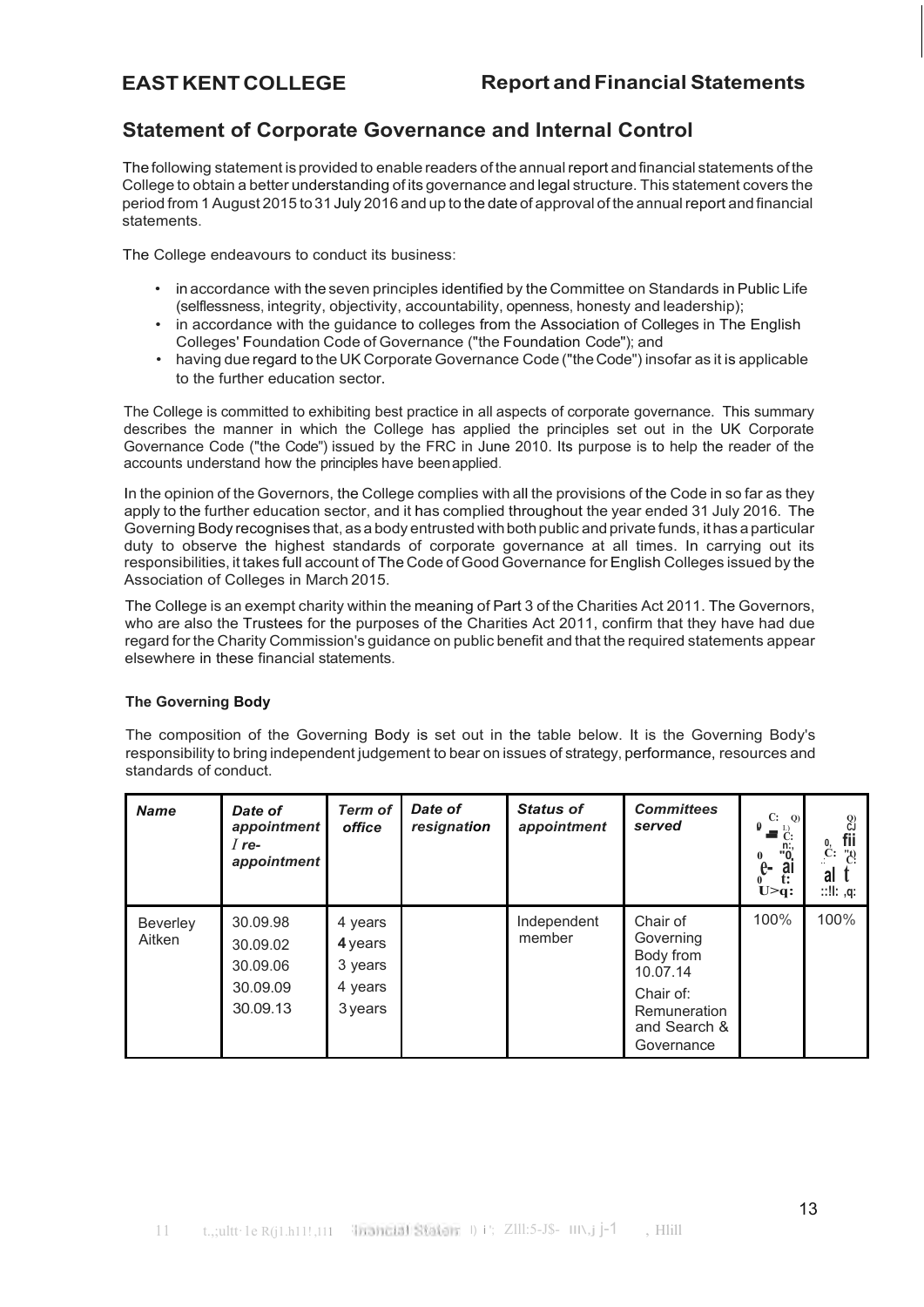## Statement of Corporate Governance and Internal Control

The following statement is provided to enable readers of the annual report and financial statements of the College to obtain a better understanding of its governance and legal structure. This statement covers the period from 1 August 2015 to 31 July 2016 and up to the date of approval of the annual report and financial statements.

The College endeavours to conduct its business:

- in accordance with the seven principles identified by the Committee on Standards in Public Life (selflessness, integrity, objectivity, accountability, openness, honesty and leadership);
- in accordance with the guidance to colleges from the Association of Colleges in The English Colleges' Foundation Code of Governance ("the Foundation Code"); and
- having due regard to the UK Corporate Governance Code ("the Code") insofar as it is applicable to the further education sector.

The College is committed to exhibiting best practice in all aspects of corporate governance. This summary describes the manner in which the College has applied the principles set out in the UK Corporate Governance Code ("the Code") issued by the FRC in June 2010. Its purpose is to help the reader of the accounts understand how the principles have been applied.

In the opinion of the Governors, the College complies with all the provisions of the Code in so far as they apply to the further education sector, and it has complied throughout the year ended 31 July 2016. The Governing Body recognises that, as a body entrusted with both public and private funds, it has a particular duty to observe the highest standards of corporate governance at all times. In carrying out its responsibilities, it takes full account of The Code of Good Governance for English Colleges issued by the Association of Colleges in March 2015.

The College is an exempt charity within the meaning of Part 3 of the Charities Act 2011. The Governors, who are also the Trustees for the purposes of the Charities Act 2011, confirm that they have had due regard for the Charity Commission's guidance on public benefit and that the required statements appear elsewhere in these financial statements.

### The Governing Body

The composition of the Governing Body is set out in the table below. It is the Governing Body's responsibility to bring independent judgement to bear on issues of strategy, performance, resources and standards of conduct.

| *Name* | *Date of appointment / re-appointment* | *Term of office* | *Date of resignation* | *Status of appointment* | *Committees served* | | |
|---|---|---|---|---|---|---|---|
| Beverley Aitken | 30.09.98<br>30.09.02<br>30.09.06<br>30.09.09<br>30.09.13 | 4 years<br>4 years<br>3 years<br>4 years<br>3 years | | Independent member | Chair of Governing Body from 10.07.14<br>Chair of: Remuneration and Search & Governance | 100% | 100% |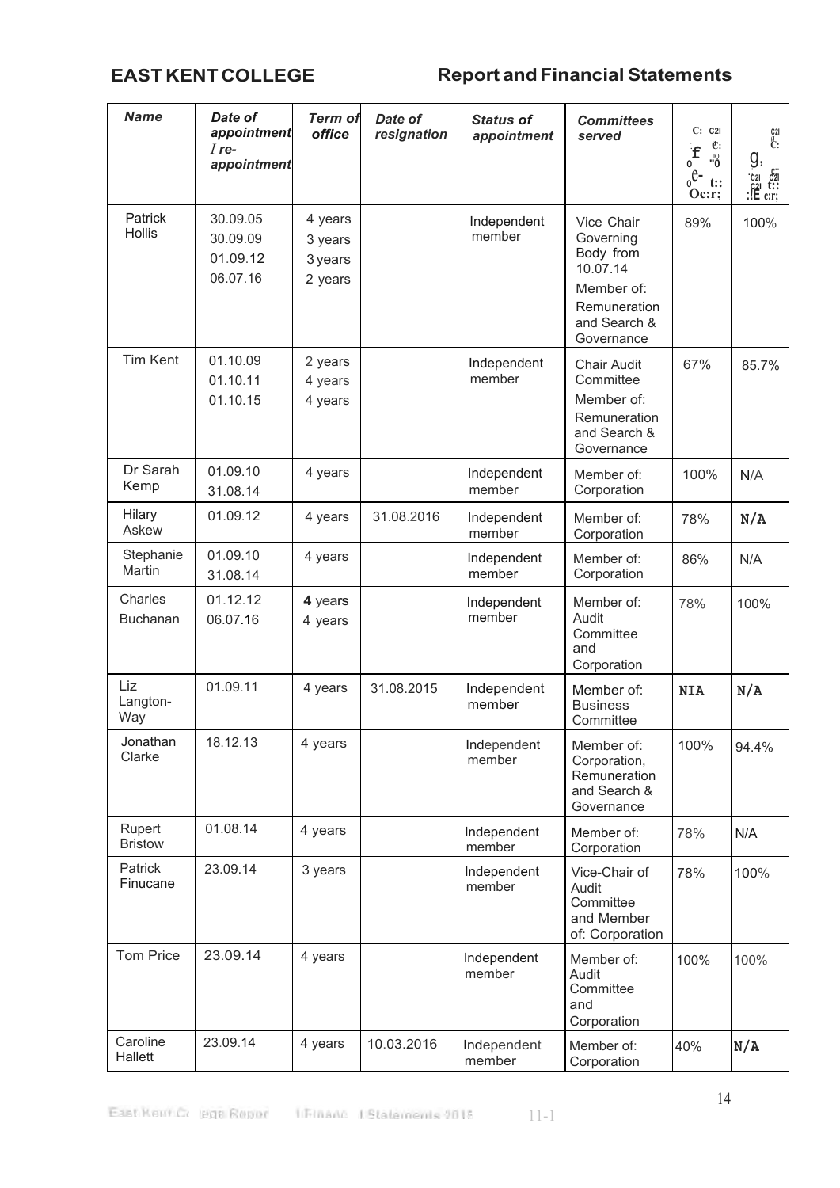| Name | Date of appointment / re-appointment | Term of office | Date of resignation | Status of appointment | Committees served | C: C2l ·f e: o "0 oe- t:: Oc:r; | g, C2l C: c2l t:: :lE cr; |
|---|---|---|---|---|---|---|---|
| Patrick Hollis | 30.09.05<br>30.09.09<br>01.09.12<br>06.07.16 | 4 years<br>3 years<br>3 years<br>2 years | | Independent member | Vice Chair Governing Body from 10.07.14<br>Member of: Remuneration and Search & Governance | 89% | 100% |
| Tim Kent | 01.10.09<br>01.10.11<br>01.10.15 | 2 years<br>4 years<br>4 years | | Independent member | Chair Audit Committee<br>Member of: Remuneration and Search & Governance | 67% | 85.7% |
| Dr Sarah Kemp | 01.09.10<br>31.08.14 | 4 years | | Independent member | Member of: Corporation | 100% | N/A |
| Hilary Askew | 01.09.12 | 4 years | 31.08.2016 | Independent member | Member of: Corporation | 78% | N/A |
| Stephanie Martin | 01.09.10<br>31.08.14 | 4 years | | Independent member | Member of: Corporation | 86% | N/A |
| Charles Buchanan | 01.12.12<br>06.07.16 | 4 years<br>4 years | | Independent member | Member of: Audit Committee and Corporation | 78% | 100% |
| Liz Langton-Way | 01.09.11 | 4 years | 31.08.2015 | Independent member | Member of: Business Committee | NIA | N/A |
| Jonathan Clarke | 18.12.13 | 4 years | | Independent member | Member of: Corporation, Remuneration and Search & Governance | 100% | 94.4% |
| Rupert Bristow | 01.08.14 | 4 years | | Independent member | Member of: Corporation | 78% | N/A |
| Patrick Finucane | 23.09.14 | 3 years | | Independent member | Vice-Chair of Audit Committee and Member of: Corporation | 78% | 100% |
| Tom Price | 23.09.14 | 4 years | | Independent member | Member of: Audit Committee and Corporation | 100% | 100% |
| Caroline Hallett | 23.09.14 | 4 years | 10.03.2016 | Independent member | Member of: Corporation | 40% | N/A |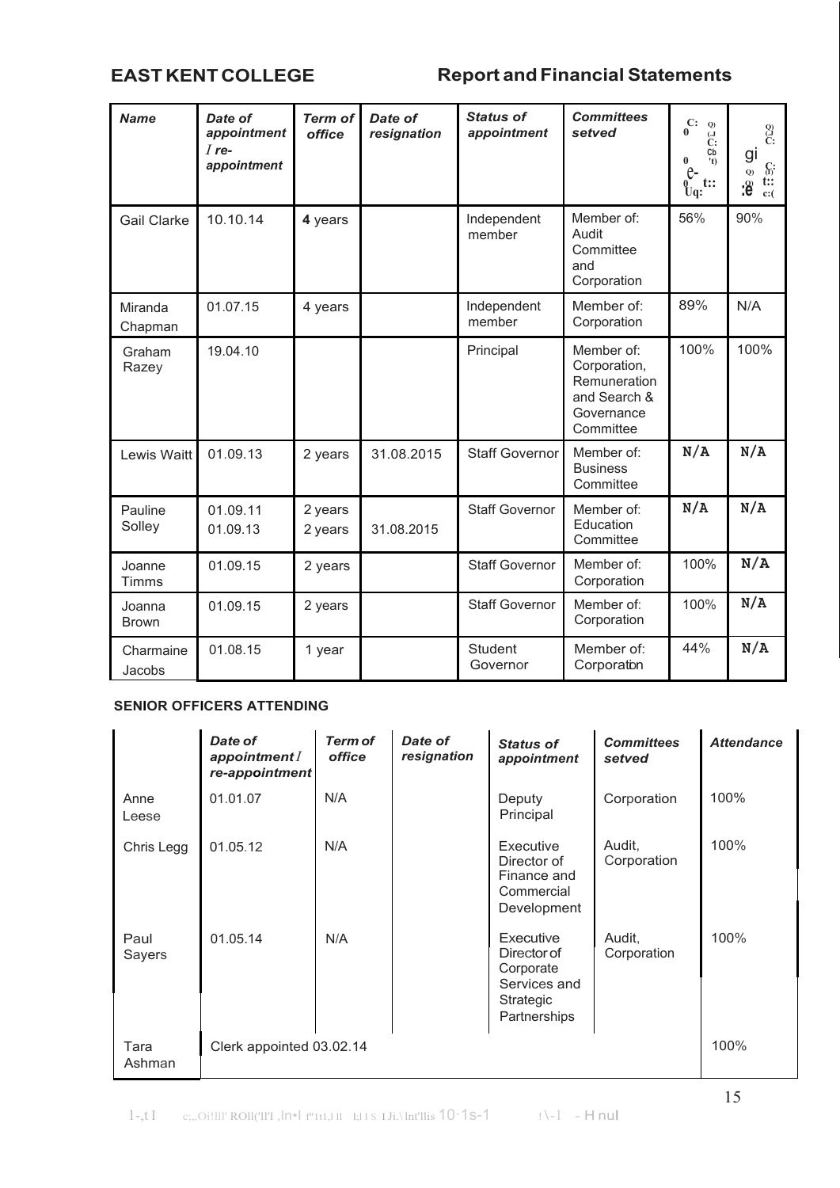| Name | Date of appointment / re-appointment | Term of office | Date of resignation | Status of appointment | Committees setved | Corporation Attendance | Committee Attendance |
|---|---|---|---|---|---|---|---|
| Gail Clarke | 10.10.14 | **4** years | | Independent member | Member of: Audit Committee and Corporation | 56% | 90% |
| Miranda Chapman | 01.07.15 | 4 years | | Independent member | Member of: Corporation | 89% | N/A |
| Graham Razey | 19.04.10 | | | Principal | Member of: Corporation, Remuneration and Search & Governance Committee | 100% | 100% |
| Lewis Waitt | 01.09.13 | 2 years | 31.08.2015 | Staff Governor | Member of: Business Committee | N/A | N/A |
| Pauline Solley | 01.09.11<br>01.09.13 | 2 years<br>2 years | 31.08.2015 | Staff Governor | Member of: Education Committee | N/A | N/A |
| Joanne Timms | 01.09.15 | 2 years | | Staff Governor | Member of: Corporation | 100% | N/A |
| Joanna Brown | 01.09.15 | 2 years | | Staff Governor | Member of: Corporation | 100% | N/A |
| Charmaine Jacobs | 01.08.15 | 1 year | | Student Governor | Member of: Corporation | 44% | N/A |

**SENIOR OFFICERS ATTENDING**

| | Date of appointment / re-appointment | Term of office | Date of resignation | Status of appointment | Committees setved | Attendance |
|---|---|---|---|---|---|---|
| Anne Leese | 01.01.07 | N/A | | Deputy Principal | Corporation | 100% |
| Chris Legg | 01.05.12 | N/A | | Executive Director of Finance and Commercial Development | Audit, Corporation | 100% |
| Paul Sayers | 01.05.14 | N/A | | Executive Director of Corporate Services and Strategic Partnerships | Audit, Corporation | 100% |
| Tara Ashman | Clerk appointed 03.02.14 | | | | | 100% |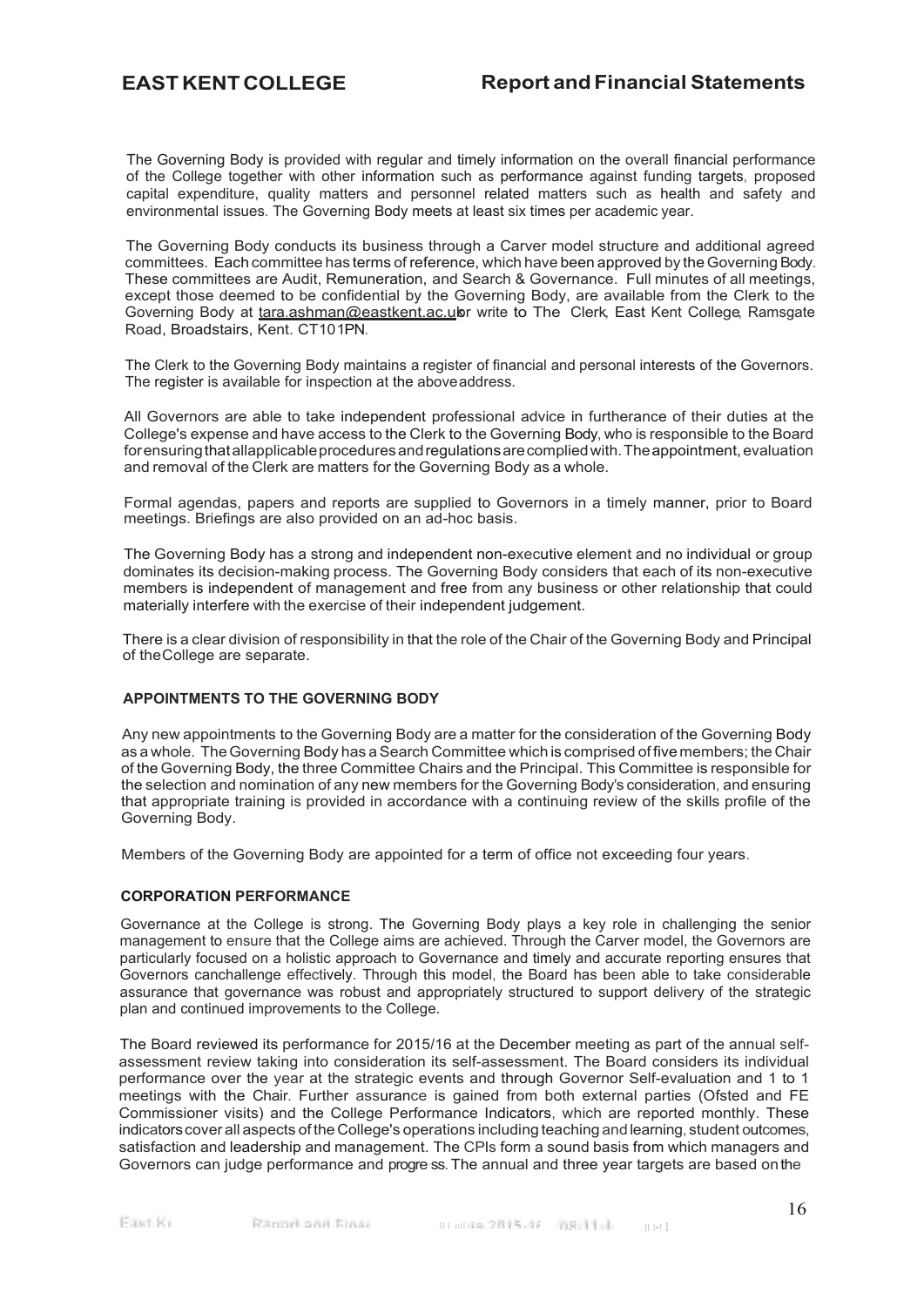The Governing Body is provided with regular and timely information on the overall financial performance of the College together with other information such as performance against funding targets, proposed capital expenditure, quality matters and personnel related matters such as health and safety and environmental issues. The Governing Body meets at least six times per academic year.

The Governing Body conducts its business through a Carver model structure and additional agreed committees. Each committee has terms of reference, which have been approved by the Governing Body. These committees are Audit, Remuneration, and Search & Governance. Full minutes of all meetings, except those deemed to be confidential by the Governing Body, are available from the Clerk to the Governing Body at tara.ashman@eastkent.ac.uk or write to The Clerk, East Kent College, Ramsgate Road, Broadstairs, Kent. CT10 1PN.

The Clerk to the Governing Body maintains a register of financial and personal interests of the Governors. The register is available for inspection at the above address.

All Governors are able to take independent professional advice in furtherance of their duties at the College's expense and have access to the Clerk to the Governing Body, who is responsible to the Board for ensuring that all applicable procedures and regulations are complied with. The appointment, evaluation and removal of the Clerk are matters for the Governing Body as a whole.

Formal agendas, papers and reports are supplied to Governors in a timely manner, prior to Board meetings. Briefings are also provided on an ad-hoc basis.

The Governing Body has a strong and independent non-executive element and no individual or group dominates its decision-making process. The Governing Body considers that each of its non-executive members is independent of management and free from any business or other relationship that could materially interfere with the exercise of their independent judgement.

There is a clear division of responsibility in that the role of the Chair of the Governing Body and Principal of the College are separate.

#### APPOINTMENTS TO THE GOVERNING BODY

Any new appointments to the Governing Body are a matter for the consideration of the Governing Body as a whole. The Governing Body has a Search Committee which is comprised of five members; the Chair of the Governing Body, the three Committee Chairs and the Principal. This Committee is responsible for the selection and nomination of any new members for the Governing Body's consideration, and ensuring that appropriate training is provided in accordance with a continuing review of the skills profile of the Governing Body.

Members of the Governing Body are appointed for a term of office not exceeding four years.

#### CORPORATION PERFORMANCE

Governance at the College is strong. The Governing Body plays a key role in challenging the senior management to ensure that the College aims are achieved. Through the Carver model, the Governors are particularly focused on a holistic approach to Governance and timely and accurate reporting ensures that Governors can challenge effectively. Through this model, the Board has been able to take considerable assurance that governance was robust and appropriately structured to support delivery of the strategic plan and continued improvements to the College.

The Board reviewed its performance for 2015/16 at the December meeting as part of the annual self-assessment review taking into consideration its self-assessment. The Board considers its individual performance over the year at the strategic events and through Governor Self-evaluation and 1 to 1 meetings with the Chair. Further assurance is gained from both external parties (Ofsted and FE Commissioner visits) and the College Performance Indicators, which are reported monthly. These indicators cover all aspects of the College's operations including teaching and learning, student outcomes, satisfaction and leadership and management. The CPIs form a sound basis from which managers and Governors can judge performance and progress. The annual and three year targets are based on the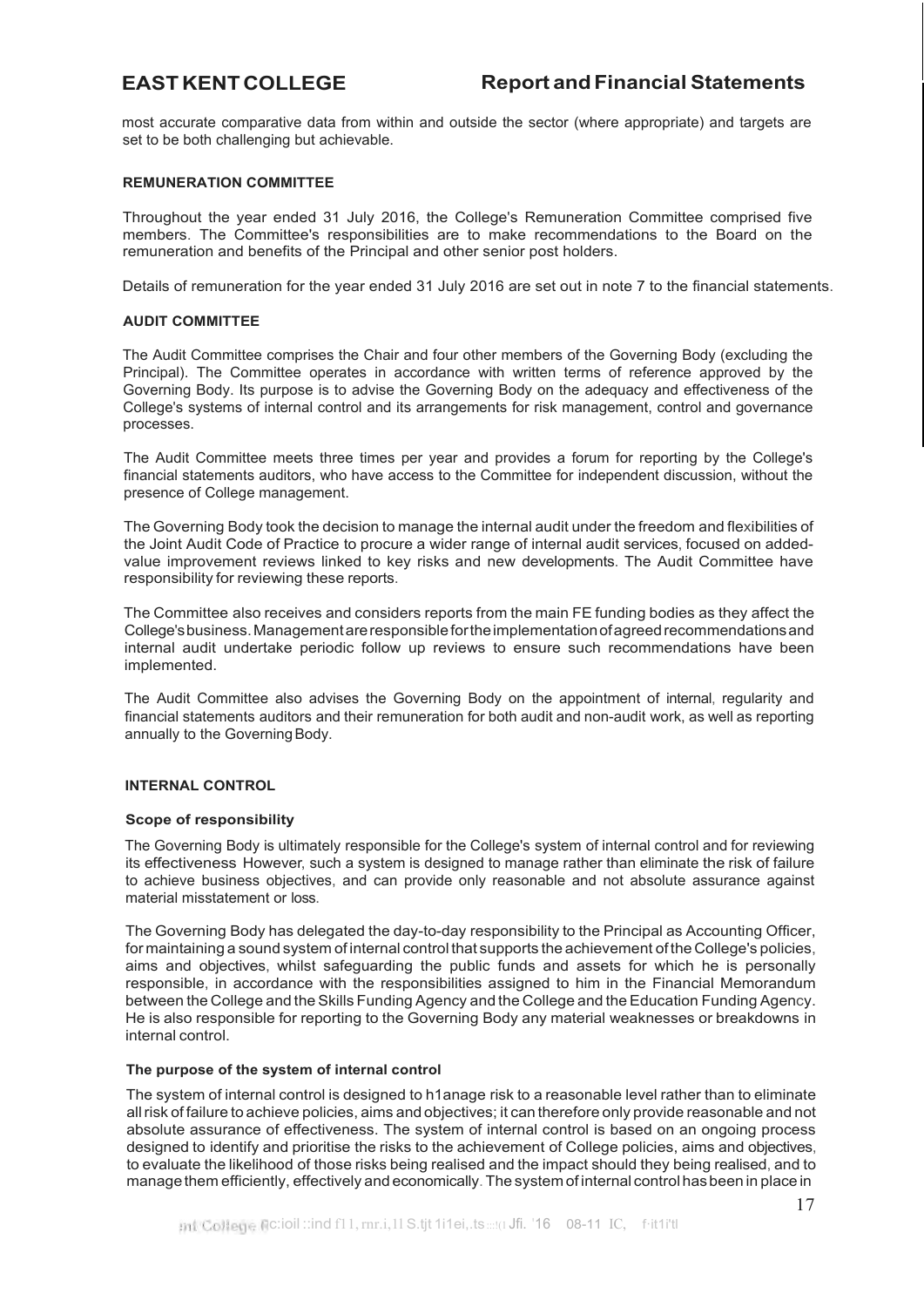most accurate comparative data from within and outside the sector (where appropriate) and targets are set to be both challenging but achievable.

### REMUNERATION COMMITTEE

Throughout the year ended 31 July 2016, the College's Remuneration Committee comprised five members. The Committee's responsibilities are to make recommendations to the Board on the remuneration and benefits of the Principal and other senior post holders.

Details of remuneration for the year ended 31 July 2016 are set out in note 7 to the financial statements.

### AUDIT COMMITTEE

The Audit Committee comprises the Chair and four other members of the Governing Body (excluding the Principal). The Committee operates in accordance with written terms of reference approved by the Governing Body. Its purpose is to advise the Governing Body on the adequacy and effectiveness of the College's systems of internal control and its arrangements for risk management, control and governance processes.

The Audit Committee meets three times per year and provides a forum for reporting by the College's financial statements auditors, who have access to the Committee for independent discussion, without the presence of College management.

The Governing Body took the decision to manage the internal audit under the freedom and flexibilities of the Joint Audit Code of Practice to procure a wider range of internal audit services, focused on added-value improvement reviews linked to key risks and new developments. The Audit Committee have responsibility for reviewing these reports.

The Committee also receives and considers reports from the main FE funding bodies as they affect the College's business. Management are responsible for the implementation of agreed recommendations and internal audit undertake periodic follow up reviews to ensure such recommendations have been implemented.

The Audit Committee also advises the Governing Body on the appointment of internal, regularity and financial statements auditors and their remuneration for both audit and non-audit work, as well as reporting annually to the Governing Body.

### INTERNAL CONTROL

#### Scope of responsibility

The Governing Body is ultimately responsible for the College's system of internal control and for reviewing its effectiveness However, such a system is designed to manage rather than eliminate the risk of failure to achieve business objectives, and can provide only reasonable and not absolute assurance against material misstatement or loss.

The Governing Body has delegated the day-to-day responsibility to the Principal as Accounting Officer, for maintaining a sound system of internal control that supports the achievement of the College's policies, aims and objectives, whilst safeguarding the public funds and assets for which he is personally responsible, in accordance with the responsibilities assigned to him in the Financial Memorandum between the College and the Skills Funding Agency and the College and the Education Funding Agency. He is also responsible for reporting to the Governing Body any material weaknesses or breakdowns in internal control.

#### The purpose of the system of internal control

The system of internal control is designed to manage risk to a reasonable level rather than to eliminate all risk of failure to achieve policies, aims and objectives; it can therefore only provide reasonable and not absolute assurance of effectiveness. The system of internal control is based on an ongoing process designed to identify and prioritise the risks to the achievement of College policies, aims and objectives, to evaluate the likelihood of those risks being realised and the impact should they being realised, and to manage them efficiently, effectively and economically. The system of internal control has been in place in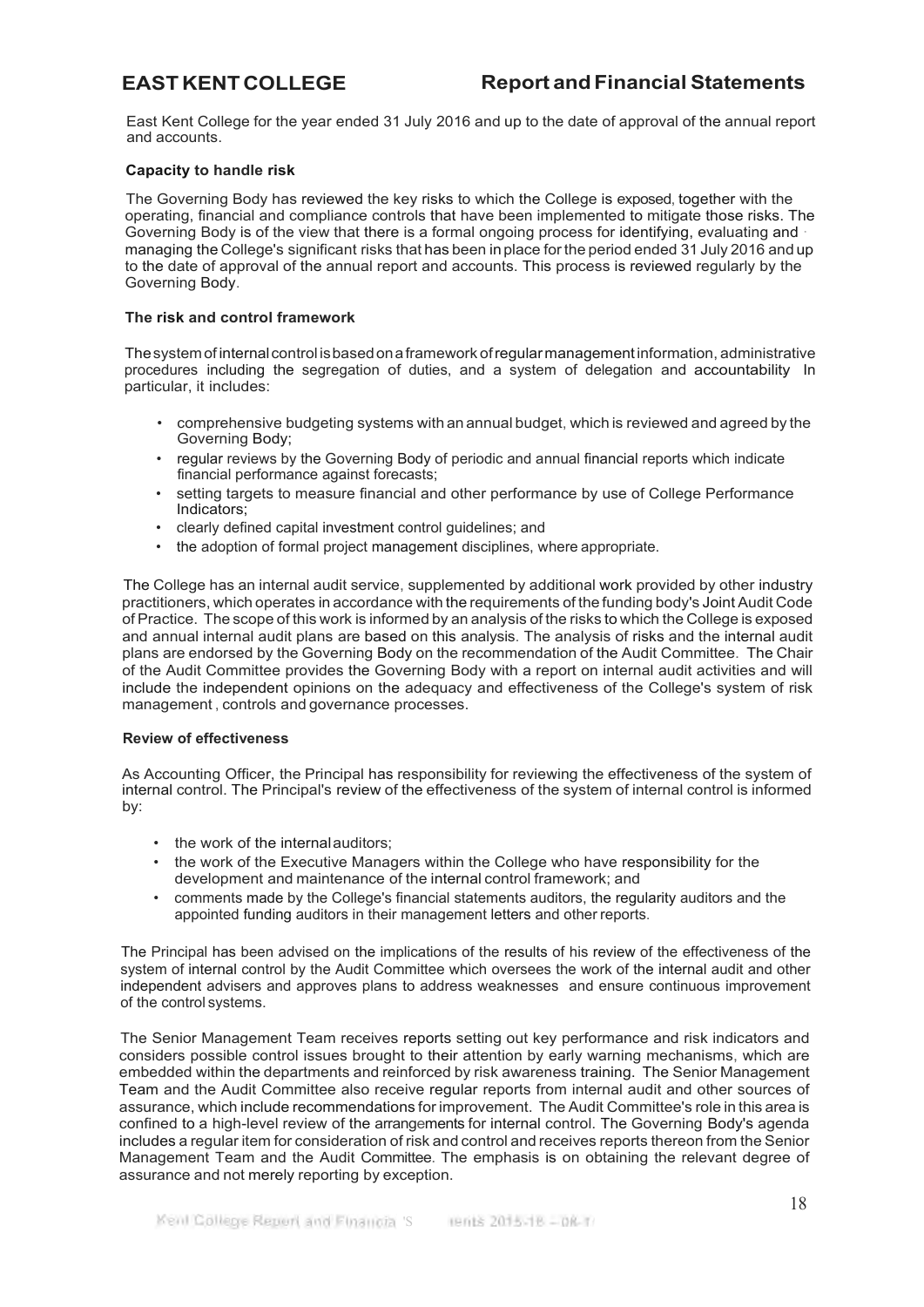East Kent College for the year ended 31 July 2016 and up to the date of approval of the annual report and accounts.

### Capacity to handle risk

The Governing Body has reviewed the key risks to which the College is exposed, together with the operating, financial and compliance controls that have been implemented to mitigate those risks. The Governing Body is of the view that there is a formal ongoing process for identifying, evaluating and managing the College's significant risks that has been in place for the period ended 31 July 2016 and up to the date of approval of the annual report and accounts. This process is reviewed regularly by the Governing Body.

### The risk and control framework

The system of internal control is based on a framework of regular management information, administrative procedures including the segregation of duties, and a system of delegation and accountability In particular, it includes:

- comprehensive budgeting systems with an annual budget, which is reviewed and agreed by the Governing Body;
- regular reviews by the Governing Body of periodic and annual financial reports which indicate financial performance against forecasts;
- setting targets to measure financial and other performance by use of College Performance Indicators;
- clearly defined capital investment control guidelines; and
- the adoption of formal project management disciplines, where appropriate.

The College has an internal audit service, supplemented by additional work provided by other industry practitioners, which operates in accordance with the requirements of the funding body's Joint Audit Code of Practice. The scope of this work is informed by an analysis of the risks to which the College is exposed and annual internal audit plans are based on this analysis. The analysis of risks and the internal audit plans are endorsed by the Governing Body on the recommendation of the Audit Committee. The Chair of the Audit Committee provides the Governing Body with a report on internal audit activities and will include the independent opinions on the adequacy and effectiveness of the College's system of risk management , controls and governance processes.

### Review of effectiveness

As Accounting Officer, the Principal has responsibility for reviewing the effectiveness of the system of internal control. The Principal's review of the effectiveness of the system of internal control is informed by:

- the work of the internal auditors;
- the work of the Executive Managers within the College who have responsibility for the development and maintenance of the internal control framework; and
- comments made by the College's financial statements auditors, the regularity auditors and the appointed funding auditors in their management letters and other reports.

The Principal has been advised on the implications of the results of his review of the effectiveness of the system of internal control by the Audit Committee which oversees the work of the internal audit and other independent advisers and approves plans to address weaknesses and ensure continuous improvement of the control systems.

The Senior Management Team receives reports setting out key performance and risk indicators and considers possible control issues brought to their attention by early warning mechanisms, which are embedded within the departments and reinforced by risk awareness training. The Senior Management Team and the Audit Committee also receive regular reports from internal audit and other sources of assurance, which include recommendations for improvement. The Audit Committee's role in this area is confined to a high-level review of the arrangements for internal control. The Governing Body's agenda includes a regular item for consideration of risk and control and receives reports thereon from the Senior Management Team and the Audit Committee. The emphasis is on obtaining the relevant degree of assurance and not merely reporting by exception.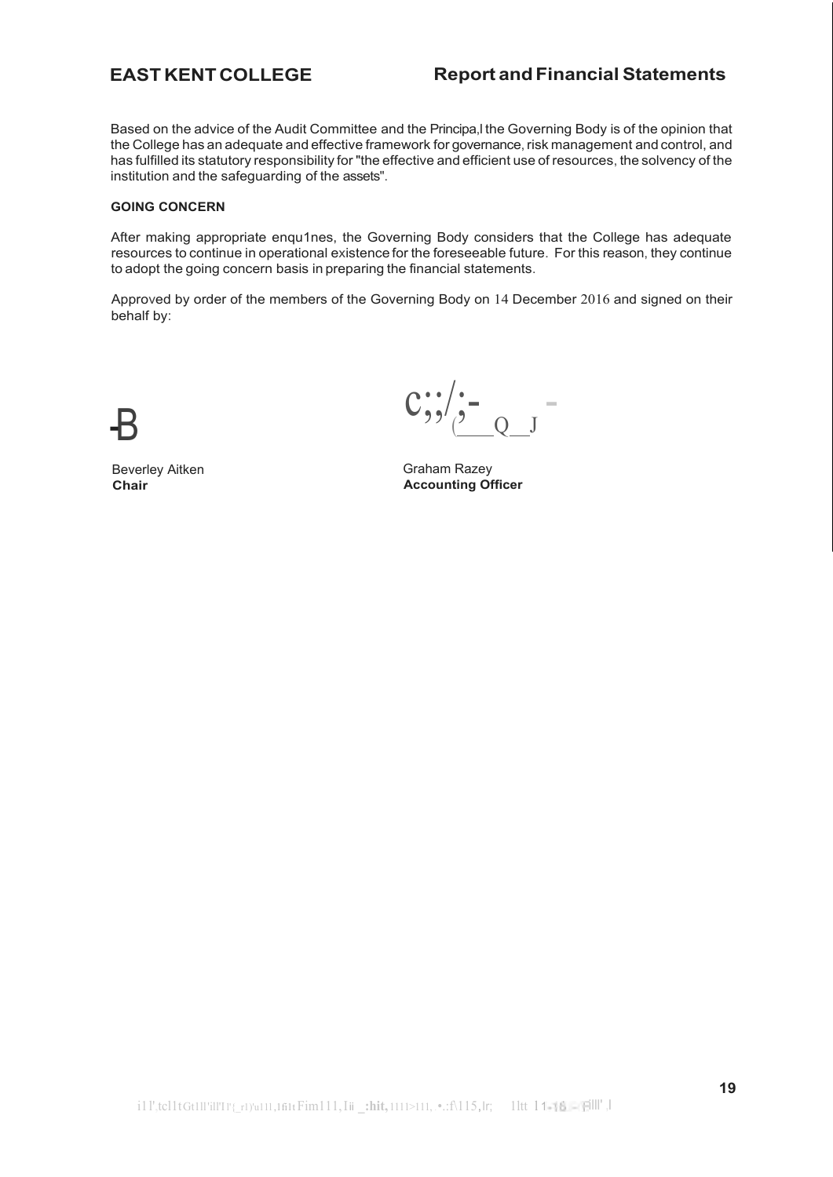Based on the advice of the Audit Committee and the Principa,l the Governing Body is of the opinion that the College has an adequate and effective framework for governance, risk management and control, and has fulfilled its statutory responsibility for "the effective and efficient use of resources, the solvency of the institution and the safeguarding of the assets".

**GOING CONCERN**

After making appropriate enqu1nes, the Governing Body considers that the College has adequate resources to continue in operational existence for the foreseeable future. For this reason, they continue to adopt the going concern basis in preparing the financial statements.

Approved by order of the members of the Governing Body on 14 December 2016 and signed on their behalf by:

Beverley Aitken
**Chair**

Graham Razey
**Accounting Officer**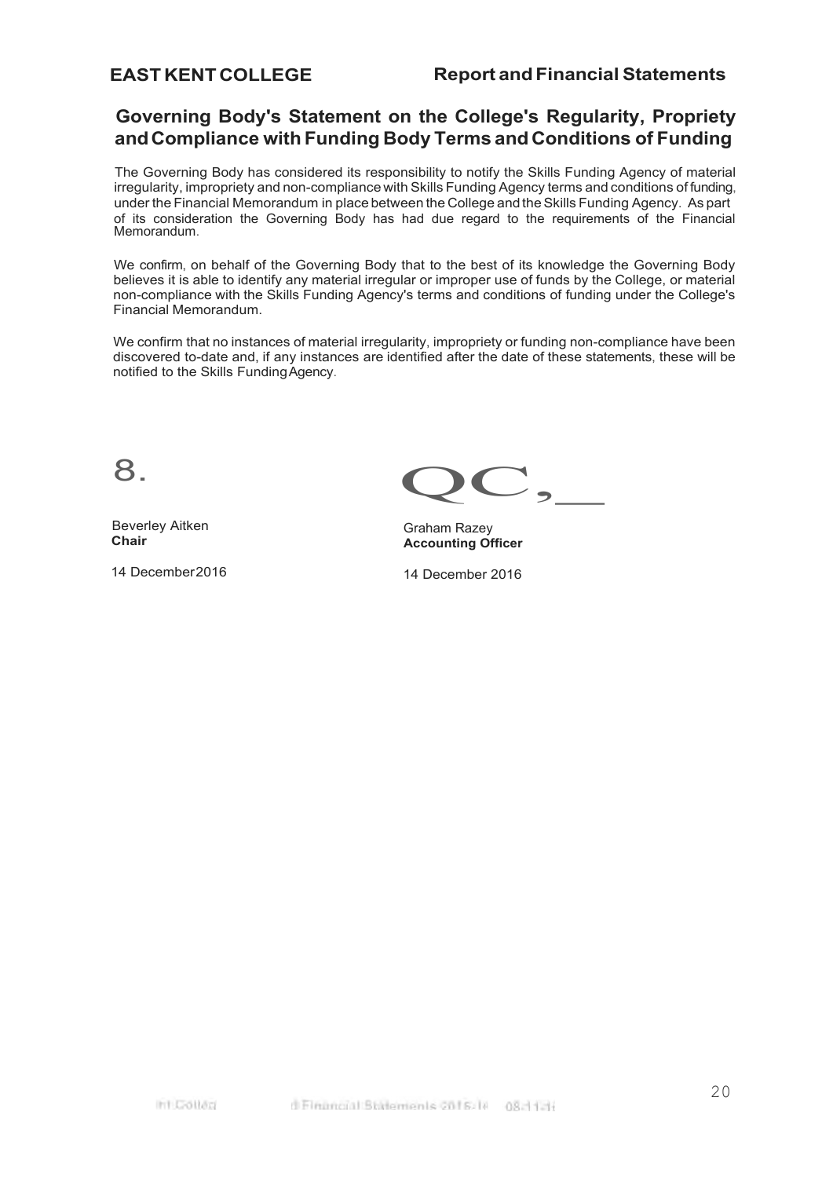## Governing Body's Statement on the College's Regularity, Propriety and Compliance with Funding Body Terms and Conditions of Funding

The Governing Body has considered its responsibility to notify the Skills Funding Agency of material irregularity, impropriety and non-compliance with Skills Funding Agency terms and conditions of funding, under the Financial Memorandum in place between the College and the Skills Funding Agency. As part of its consideration the Governing Body has had due regard to the requirements of the Financial Memorandum.

We confirm, on behalf of the Governing Body that to the best of its knowledge the Governing Body believes it is able to identify any material irregular or improper use of funds by the College, or material non-compliance with the Skills Funding Agency's terms and conditions of funding under the College's Financial Memorandum.

We confirm that no instances of material irregularity, impropriety or funding non-compliance have been discovered to-date and, if any instances are identified after the date of these statements, these will be notified to the Skills Funding Agency.

Beverley Aitken
**Chair**

14 December 2016

Graham Razey
**Accounting Officer**

14 December 2016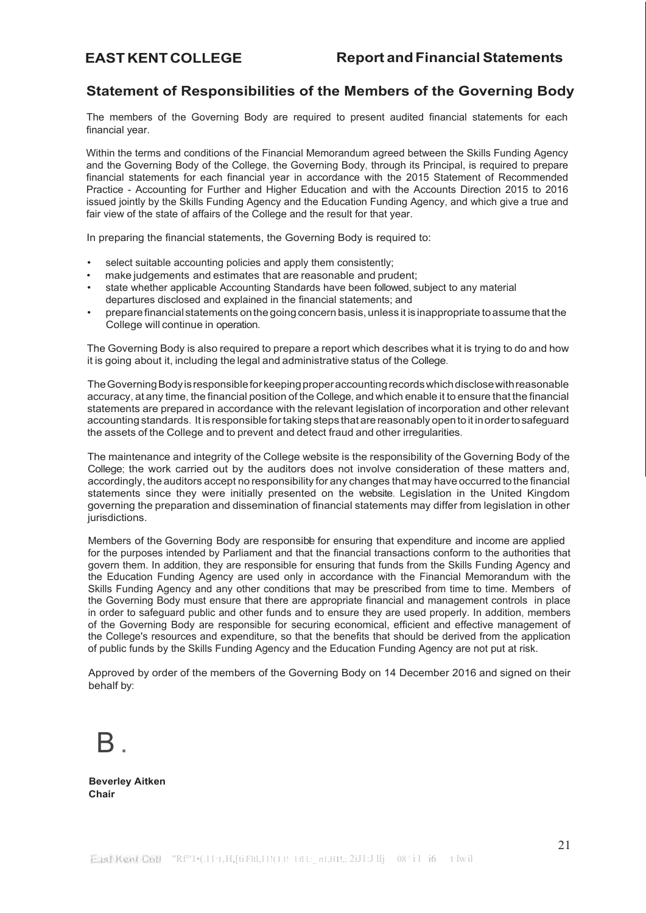## Statement of Responsibilities of the Members of the Governing Body

The members of the Governing Body are required to present audited financial statements for each financial year.

Within the terms and conditions of the Financial Memorandum agreed between the Skills Funding Agency and the Governing Body of the College, the Governing Body, through its Principal, is required to prepare financial statements for each financial year in accordance with the 2015 Statement of Recommended Practice - Accounting for Further and Higher Education and with the Accounts Direction 2015 to 2016 issued jointly by the Skills Funding Agency and the Education Funding Agency, and which give a true and fair view of the state of affairs of the College and the result for that year.

In preparing the financial statements, the Governing Body is required to:

- select suitable accounting policies and apply them consistently;
- make judgements and estimates that are reasonable and prudent;
- state whether applicable Accounting Standards have been followed, subject to any material departures disclosed and explained in the financial statements; and
- prepare financial statements on the going concern basis, unless it is inappropriate to assume that the College will continue in operation.

The Governing Body is also required to prepare a report which describes what it is trying to do and how it is going about it, including the legal and administrative status of the College.

The Governing Body is responsible for keeping proper accounting records which disclose with reasonable accuracy, at any time, the financial position of the College, and which enable it to ensure that the financial statements are prepared in accordance with the relevant legislation of incorporation and other relevant accounting standards. It is responsible for taking steps that are reasonably open to it in order to safeguard the assets of the College and to prevent and detect fraud and other irregularities.

The maintenance and integrity of the College website is the responsibility of the Governing Body of the College; the work carried out by the auditors does not involve consideration of these matters and, accordingly, the auditors accept no responsibility for any changes that may have occurred to the financial statements since they were initially presented on the website. Legislation in the United Kingdom governing the preparation and dissemination of financial statements may differ from legislation in other jurisdictions.

Members of the Governing Body are responsible for ensuring that expenditure and income are applied for the purposes intended by Parliament and that the financial transactions conform to the authorities that govern them. In addition, they are responsible for ensuring that funds from the Skills Funding Agency and the Education Funding Agency are used only in accordance with the Financial Memorandum with the Skills Funding Agency and any other conditions that may be prescribed from time to time. Members of the Governing Body must ensure that there are appropriate financial and management controls in place in order to safeguard public and other funds and to ensure they are used properly. In addition, members of the Governing Body are responsible for securing economical, efficient and effective management of the College's resources and expenditure, so that the benefits that should be derived from the application of public funds by the Skills Funding Agency and the Education Funding Agency are not put at risk.

Approved by order of the members of the Governing Body on 14 December 2016 and signed on their behalf by:

B.

**Beverley Aitken**
**Chair**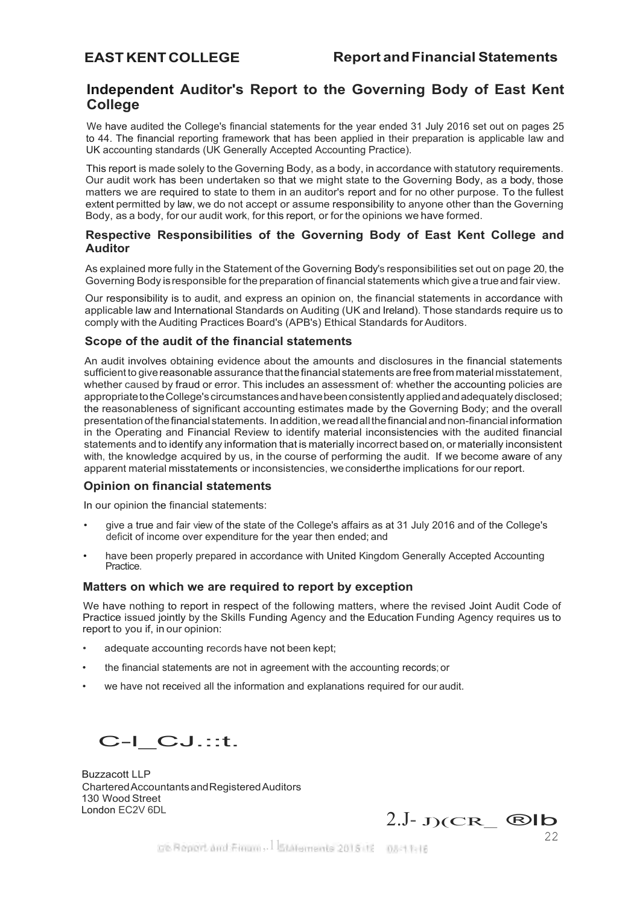# Independent Auditor's Report to the Governing Body of East Kent College

We have audited the College's financial statements for the year ended 31 July 2016 set out on pages 25 to 44. The financial reporting framework that has been applied in their preparation is applicable law and UK accounting standards (UK Generally Accepted Accounting Practice).

This report is made solely to the Governing Body, as a body, in accordance with statutory requirements. Our audit work has been undertaken so that we might state to the Governing Body, as a body, those matters we are required to state to them in an auditor's report and for no other purpose. To the fullest extent permitted by law, we do not accept or assume responsibility to anyone other than the Governing Body, as a body, for our audit work, for this report, or for the opinions we have formed.

## Respective Responsibilities of the Governing Body of East Kent College and Auditor

As explained more fully in the Statement of the Governing Body's responsibilities set out on page 20, the Governing Body is responsible for the preparation of financial statements which give a true and fair view.

Our responsibility is to audit, and express an opinion on, the financial statements in accordance with applicable law and International Standards on Auditing (UK and Ireland). Those standards require us to comply with the Auditing Practices Board's (APB's) Ethical Standards for Auditors.

## Scope of the audit of the financial statements

An audit involves obtaining evidence about the amounts and disclosures in the financial statements sufficient to give reasonable assurance that the financial statements are free from material misstatement, whether caused by fraud or error. This includes an assessment of: whether the accounting policies are appropriate to the College's circumstances and have been consistently applied and adequately disclosed; the reasonableness of significant accounting estimates made by the Governing Body; and the overall presentation of the financial statements. In addition, we read all the financial and non-financial information in the Operating and Financial Review to identify material inconsistencies with the audited financial statements and to identify any information that is materially incorrect based on, or materially inconsistent with, the knowledge acquired by us, in the course of performing the audit. If we become aware of any apparent material misstatements or inconsistencies, we consider the implications for our report.

## Opinion on financial statements

In our opinion the financial statements:

- give a true and fair view of the state of the College's affairs as at 31 July 2016 and of the College's deficit of income over expenditure for the year then ended; and
- have been properly prepared in accordance with United Kingdom Generally Accepted Accounting Practice.

## Matters on which we are required to report by exception

We have nothing to report in respect of the following matters, where the revised Joint Audit Code of Practice issued jointly by the Skills Funding Agency and the Education Funding Agency requires us to report to you if, in our opinion:

- adequate accounting records have not been kept;
- the financial statements are not in agreement with the accounting records; or
- we have not received all the information and explanations required for our audit.

C-l_CJ.::t.

Buzzacott LLP
Chartered Accountants and Registered Auditors
130 Wood Street
London EC2V 6DL

2.J- J)(CR_ ®lb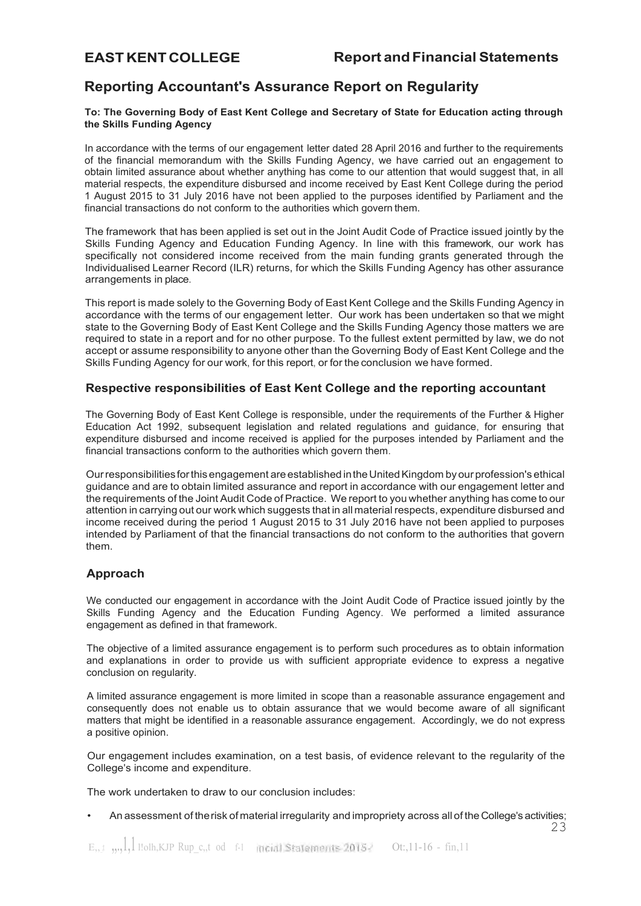# Reporting Accountant's Assurance Report on Regularity

**To: The Governing Body of East Kent College and Secretary of State for Education acting through the Skills Funding Agency**

In accordance with the terms of our engagement letter dated 28 April 2016 and further to the requirements of the financial memorandum with the Skills Funding Agency, we have carried out an engagement to obtain limited assurance about whether anything has come to our attention that would suggest that, in all material respects, the expenditure disbursed and income received by East Kent College during the period 1 August 2015 to 31 July 2016 have not been applied to the purposes identified by Parliament and the financial transactions do not conform to the authorities which govern them.

The framework that has been applied is set out in the Joint Audit Code of Practice issued jointly by the Skills Funding Agency and Education Funding Agency. In line with this framework, our work has specifically not considered income received from the main funding grants generated through the Individualised Learner Record (ILR) returns, for which the Skills Funding Agency has other assurance arrangements in place.

This report is made solely to the Governing Body of East Kent College and the Skills Funding Agency in accordance with the terms of our engagement letter. Our work has been undertaken so that we might state to the Governing Body of East Kent College and the Skills Funding Agency those matters we are required to state in a report and for no other purpose. To the fullest extent permitted by law, we do not accept or assume responsibility to anyone other than the Governing Body of East Kent College and the Skills Funding Agency for our work, for this report, or for the conclusion we have formed.

## Respective responsibilities of East Kent College and the reporting accountant

The Governing Body of East Kent College is responsible, under the requirements of the Further & Higher Education Act 1992, subsequent legislation and related regulations and guidance, for ensuring that expenditure disbursed and income received is applied for the purposes intended by Parliament and the financial transactions conform to the authorities which govern them.

Our responsibilities for this engagement are established in the United Kingdom by our profession's ethical guidance and are to obtain limited assurance and report in accordance with our engagement letter and the requirements of the Joint Audit Code of Practice. We report to you whether anything has come to our attention in carrying out our work which suggests that in all material respects, expenditure disbursed and income received during the period 1 August 2015 to 31 July 2016 have not been applied to purposes intended by Parliament of that the financial transactions do not conform to the authorities that govern them.

## Approach

We conducted our engagement in accordance with the Joint Audit Code of Practice issued jointly by the Skills Funding Agency and the Education Funding Agency. We performed a limited assurance engagement as defined in that framework.

The objective of a limited assurance engagement is to perform such procedures as to obtain information and explanations in order to provide us with sufficient appropriate evidence to express a negative conclusion on regularity.

A limited assurance engagement is more limited in scope than a reasonable assurance engagement and consequently does not enable us to obtain assurance that we would become aware of all significant matters that might be identified in a reasonable assurance engagement. Accordingly, we do not express a positive opinion.

Our engagement includes examination, on a test basis, of evidence relevant to the regularity of the College's income and expenditure.

The work undertaken to draw to our conclusion includes:

- An assessment of the risk of material irregularity and impropriety across all of the College's activities;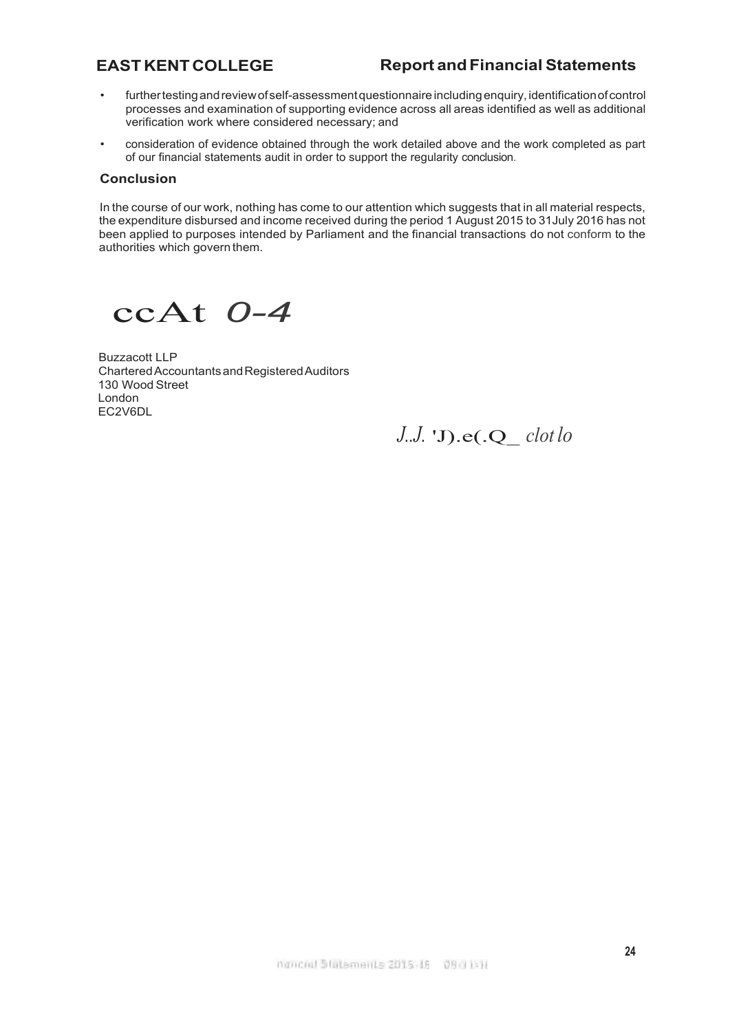- further testing and review of self-assessment questionnaire including enquiry, identification of control processes and examination of supporting evidence across all areas identified as well as additional verification work where considered necessary; and
- consideration of evidence obtained through the work detailed above and the work completed as part of our financial statements audit in order to support the regularity conclusion.

### Conclusion

In the course of our work, nothing has come to our attention which suggests that in all material respects, the expenditure disbursed and income received during the period 1 August 2015 to 31July 2016 has not been applied to purposes intended by Parliament and the financial transactions do not conform to the authorities which govern them.

ccAt O-4

Buzzacott LLP
Chartered Accountants and Registered Auditors
130 Wood Street
London
EC2V6DL

J..J. 'J).e(.Q_ clot lo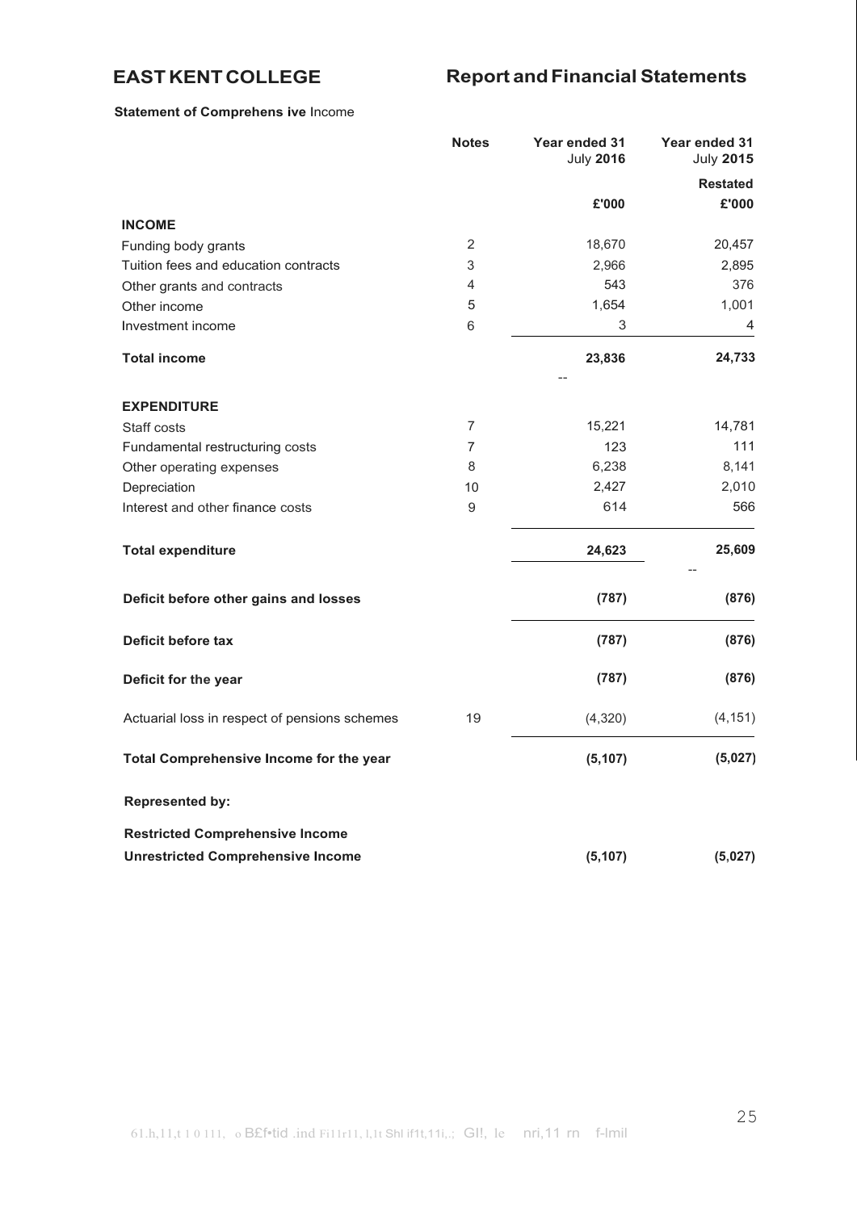**EAST KENT COLLEGE** **Report and Financial Statements**

**Statement of Comprehensive Income**

| | Notes | Year ended 31 July 2016 | Year ended 31 July 2015 |
|---|---|---|---|
| | | | Restated |
| | | £'000 | £'000 |
| **INCOME** | | | |
| Funding body grants | 2 | 18,670 | 20,457 |
| Tuition fees and education contracts | 3 | 2,966 | 2,895 |
| Other grants and contracts | 4 | 543 | 376 |
| Other income | 5 | 1,654 | 1,001 |
| Investment income | 6 | 3 | 4 |
| **Total income** | | **23,836** | **24,733** |
| **EXPENDITURE** | | | |
| Staff costs | 7 | 15,221 | 14,781 |
| Fundamental restructuring costs | 7 | 123 | 111 |
| Other operating expenses | 8 | 6,238 | 8,141 |
| Depreciation | 10 | 2,427 | 2,010 |
| Interest and other finance costs | 9 | 614 | 566 |
| **Total expenditure** | | **24,623** | **25,609** |
| **Deficit before other gains and losses** | | **(787)** | **(876)** |
| **Deficit before tax** | | **(787)** | **(876)** |
| **Deficit for the year** | | **(787)** | **(876)** |
| Actuarial loss in respect of pensions schemes | 19 | (4,320) | (4,151) |
| **Total Comprehensive Income for the year** | | **(5,107)** | **(5,027)** |
| **Represented by:** | | | |
| **Restricted Comprehensive Income** | | | |
| **Unrestricted Comprehensive Income** | | **(5,107)** | **(5,027)** |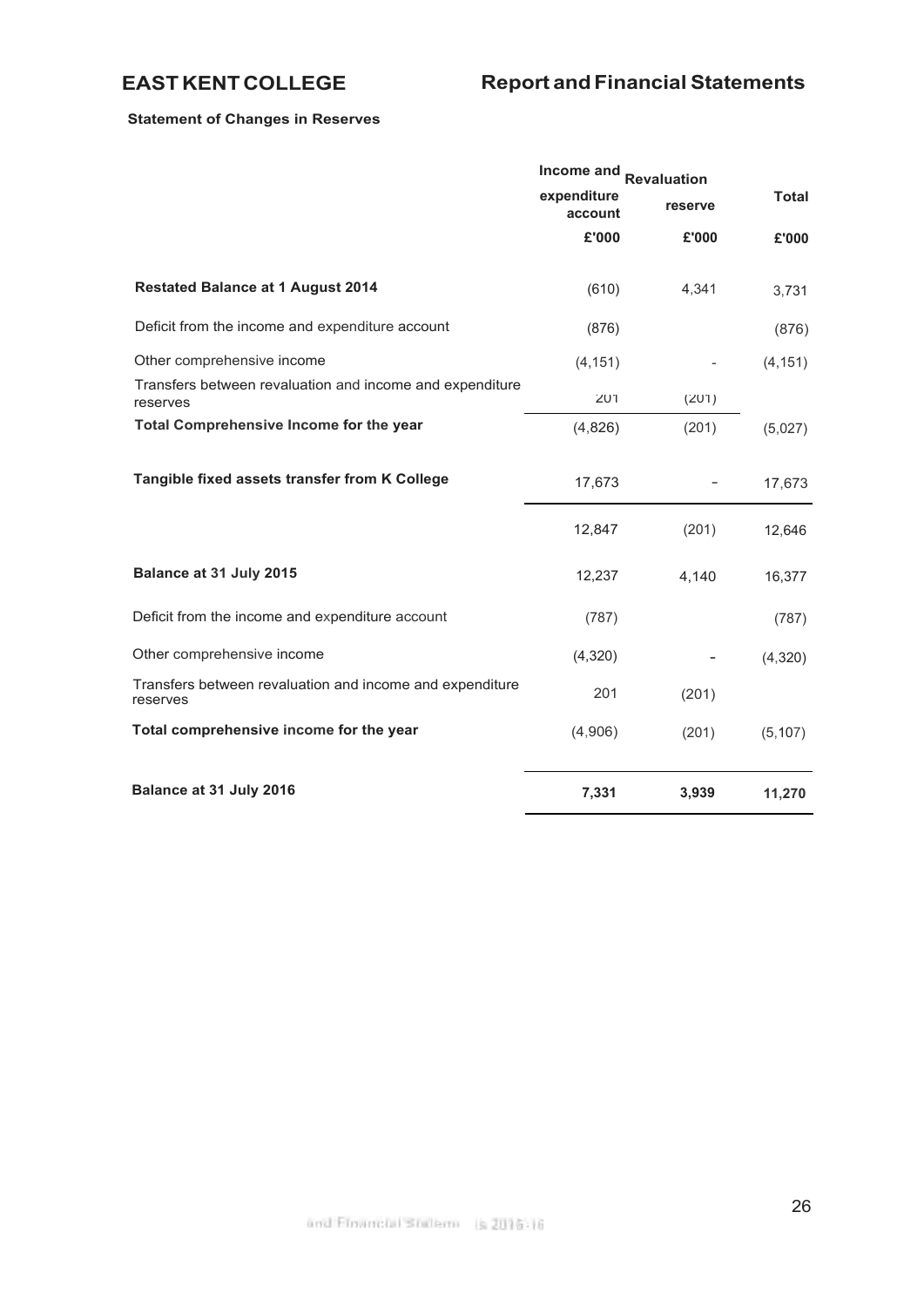# EAST KENT COLLEGE

## Report and Financial Statements

### Statement of Changes in Reserves

| | Income and expenditure account | Revaluation reserve | Total |
|---|---|---|---|
| | £'000 | £'000 | £'000 |
| **Restated Balance at 1 August 2014** | (610) | 4,341 | 3,731 |
| Deficit from the income and expenditure account | (876) | | (876) |
| Other comprehensive income | (4,151) | - | (4,151) |
| Transfers between revaluation and income and expenditure reserves | 201 | (201) | |
| **Total Comprehensive Income for the year** | (4,826) | (201) | (5,027) |
| **Tangible fixed assets transfer from K College** | 17,673 | - | 17,673 |
| | 12,847 | (201) | 12,646 |
| **Balance at 31 July 2015** | 12,237 | 4,140 | 16,377 |
| Deficit from the income and expenditure account | (787) | | (787) |
| Other comprehensive income | (4,320) | - | (4,320) |
| Transfers between revaluation and income and expenditure reserves | 201 | (201) | |
| **Total comprehensive income for the year** | (4,906) | (201) | (5,107) |
| **Balance at 31 July 2016** | **7,331** | **3,939** | **11,270** |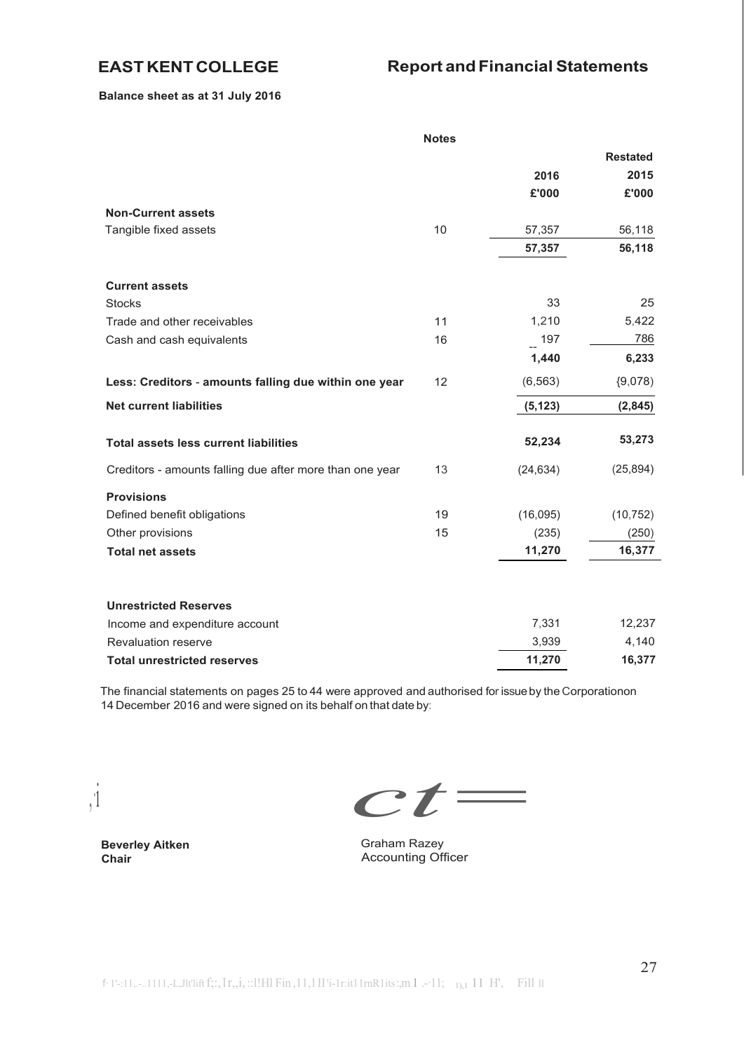**EAST KENT COLLEGE** **Report and Financial Statements**

**Balance sheet as at 31 July 2016**

| | Notes | 2016 | Restated 2015 |
|---|---|---|---|
| | | £'000 | £'000 |
| **Non-Current assets** | | | |
| Tangible fixed assets | 10 | 57,357 | 56,118 |
| | | **57,357** | **56,118** |
| **Current assets** | | | |
| Stocks | | 33 | 25 |
| Trade and other receivables | 11 | 1,210 | 5,422 |
| Cash and cash equivalents | 16 | 197 | 786 |
| | | **1,440** | **6,233** |
| **Less: Creditors - amounts falling due within one year** | 12 | (6,563) | (9,078) |
| **Net current liabilities** | | **(5,123)** | **(2,845)** |
| **Total assets less current liabilities** | | **52,234** | **53,273** |
| Creditors - amounts falling due after more than one year | 13 | (24,634) | (25,894) |
| **Provisions** | | | |
| Defined benefit obligations | 19 | (16,095) | (10,752) |
| Other provisions | 15 | (235) | (250) |
| **Total net assets** | | **11,270** | **16,377** |
| **Unrestricted Reserves** | | | |
| Income and expenditure account | | 7,331 | 12,237 |
| Revaluation reserve | | 3,939 | 4,140 |
| **Total unrestricted reserves** | | **11,270** | **16,377** |

The financial statements on pages 25 to 44 were approved and authorised for issue by the Corporation on 14 December 2016 and were signed on its behalf on that date by:

**Beverley Aitken**
**Chair**

Graham Razey
Accounting Officer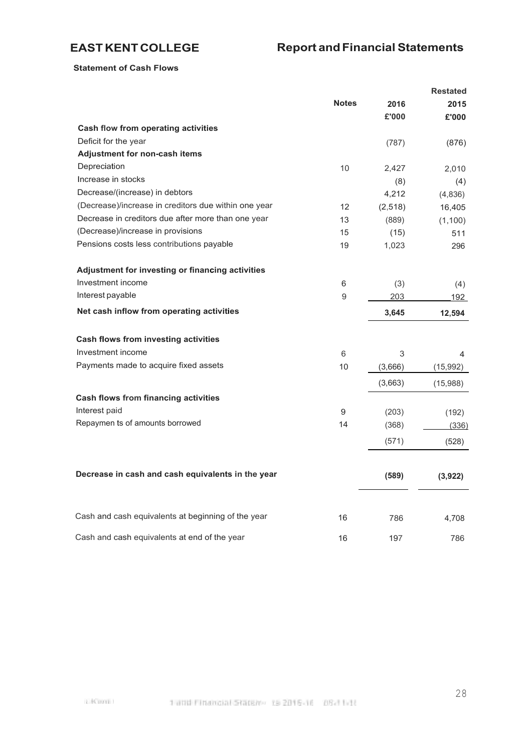# EAST KENT COLLEGE

# Report and Financial Statements

### Statement of Cash Flows

| | Notes | 2016 £'000 | Restated 2015 £'000 |
|---|---|---|---|
| **Cash flow from operating activities** | | | |
| Deficit for the year | | (787) | (876) |
| **Adjustment for non-cash items** | | | |
| Depreciation | 10 | 2,427 | 2,010 |
| Increase in stocks | | (8) | (4) |
| Decrease/(increase) in debtors | | 4,212 | (4,836) |
| (Decrease)/increase in creditors due within one year | 12 | (2,518) | 16,405 |
| Decrease in creditors due after more than one year | 13 | (889) | (1,100) |
| (Decrease)/increase in provisions | 15 | (15) | 511 |
| Pensions costs less contributions payable | 19 | 1,023 | 296 |
| **Adjustment for investing or financing activities** | | | |
| Investment income | 6 | (3) | (4) |
| Interest payable | 9 | 203 | 192 |
| **Net cash inflow from operating activities** | | **3,645** | **12,594** |
| **Cash flows from investing activities** | | | |
| Investment income | 6 | 3 | 4 |
| Payments made to acquire fixed assets | 10 | (3,666) | (15,992) |
| | | (3,663) | (15,988) |
| **Cash flows from financing activities** | | | |
| Interest paid | 9 | (203) | (192) |
| Repaymen ts of amounts borrowed | 14 | (368) | (336) |
| | | (571) | (528) |
| **Decrease in cash and cash equivalents in the year** | | **(589)** | **(3,922)** |
| Cash and cash equivalents at beginning of the year | 16 | 786 | 4,708 |
| Cash and cash equivalents at end of the year | 16 | 197 | 786 |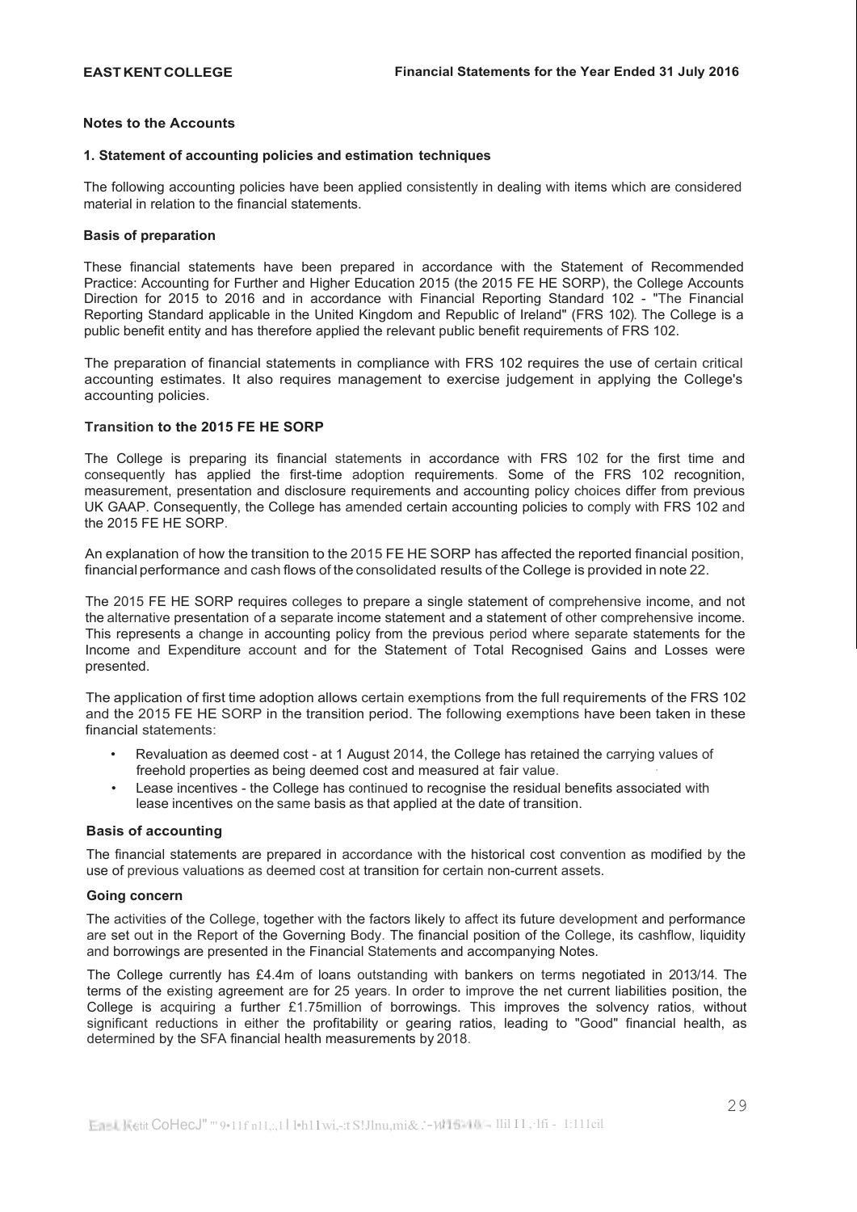## Notes to the Accounts

### 1. Statement of accounting policies and estimation techniques

The following accounting policies have been applied consistently in dealing with items which are considered material in relation to the financial statements.

#### Basis of preparation

These financial statements have been prepared in accordance with the Statement of Recommended Practice: Accounting for Further and Higher Education 2015 (the 2015 FE HE SORP), the College Accounts Direction for 2015 to 2016 and in accordance with Financial Reporting Standard 102 - "The Financial Reporting Standard applicable in the United Kingdom and Republic of Ireland" (FRS 102). The College is a public benefit entity and has therefore applied the relevant public benefit requirements of FRS 102.

The preparation of financial statements in compliance with FRS 102 requires the use of certain critical accounting estimates. It also requires management to exercise judgement in applying the College's accounting policies.

#### Transition to the 2015 FE HE SORP

The College is preparing its financial statements in accordance with FRS 102 for the first time and consequently has applied the first-time adoption requirements. Some of the FRS 102 recognition, measurement, presentation and disclosure requirements and accounting policy choices differ from previous UK GAAP. Consequently, the College has amended certain accounting policies to comply with FRS 102 and the 2015 FE HE SORP.

An explanation of how the transition to the 2015 FE HE SORP has affected the reported financial position, financial performance and cash flows of the consolidated results of the College is provided in note 22.

The 2015 FE HE SORP requires colleges to prepare a single statement of comprehensive income, and not the alternative presentation of a separate income statement and a statement of other comprehensive income. This represents a change in accounting policy from the previous period where separate statements for the Income and Expenditure account and for the Statement of Total Recognised Gains and Losses were presented.

The application of first time adoption allows certain exemptions from the full requirements of the FRS 102 and the 2015 FE HE SORP in the transition period. The following exemptions have been taken in these financial statements:

- Revaluation as deemed cost - at 1 August 2014, the College has retained the carrying values of freehold properties as being deemed cost and measured at fair value.
- Lease incentives - the College has continued to recognise the residual benefits associated with lease incentives on the same basis as that applied at the date of transition.

#### Basis of accounting

The financial statements are prepared in accordance with the historical cost convention as modified by the use of previous valuations as deemed cost at transition for certain non-current assets.

#### Going concern

The activities of the College, together with the factors likely to affect its future development and performance are set out in the Report of the Governing Body. The financial position of the College, its cashflow, liquidity and borrowings are presented in the Financial Statements and accompanying Notes.

The College currently has £4.4m of loans outstanding with bankers on terms negotiated in 2013/14. The terms of the existing agreement are for 25 years. In order to improve the net current liabilities position, the College is acquiring a further £1.75million of borrowings. This improves the solvency ratios, without significant reductions in either the profitability or gearing ratios, leading to "Good" financial health, as determined by the SFA financial health measurements by 2018.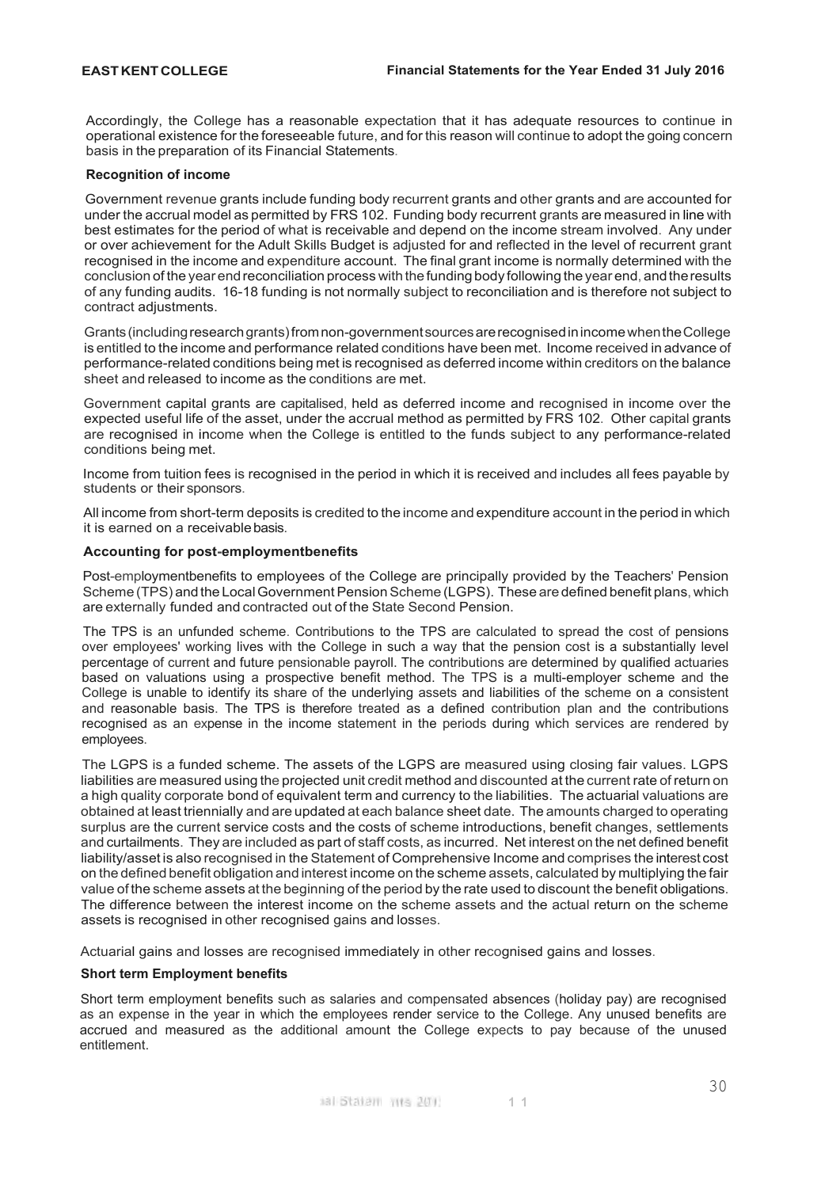Accordingly, the College has a reasonable expectation that it has adequate resources to continue in operational existence for the foreseeable future, and for this reason will continue to adopt the going concern basis in the preparation of its Financial Statements.

**Recognition of income**

Government revenue grants include funding body recurrent grants and other grants and are accounted for under the accrual model as permitted by FRS 102. Funding body recurrent grants are measured in line with best estimates for the period of what is receivable and depend on the income stream involved. Any under or over achievement for the Adult Skills Budget is adjusted for and reflected in the level of recurrent grant recognised in the income and expenditure account. The final grant income is normally determined with the conclusion of the year end reconciliation process with the funding body following the year end, and the results of any funding audits. 16-18 funding is not normally subject to reconciliation and is therefore not subject to contract adjustments.

Grants (including research grants) from non-government sources are recognised in income when the College is entitled to the income and performance related conditions have been met. Income received in advance of performance-related conditions being met is recognised as deferred income within creditors on the balance sheet and released to income as the conditions are met.

Government capital grants are capitalised, held as deferred income and recognised in income over the expected useful life of the asset, under the accrual method as permitted by FRS 102. Other capital grants are recognised in income when the College is entitled to the funds subject to any performance-related conditions being met.

Income from tuition fees is recognised in the period in which it is received and includes all fees payable by students or their sponsors.

All income from short-term deposits is credited to the income and expenditure account in the period in which it is earned on a receivable basis.

**Accounting for post-employmentbenefits**

Post-employmentbenefits to employees of the College are principally provided by the Teachers' Pension Scheme (TPS) and the Local Government Pension Scheme (LGPS). These are defined benefit plans, which are externally funded and contracted out of the State Second Pension.

The TPS is an unfunded scheme. Contributions to the TPS are calculated to spread the cost of pensions over employees' working lives with the College in such a way that the pension cost is a substantially level percentage of current and future pensionable payroll. The contributions are determined by qualified actuaries based on valuations using a prospective benefit method. The TPS is a multi-employer scheme and the College is unable to identify its share of the underlying assets and liabilities of the scheme on a consistent and reasonable basis. The TPS is therefore treated as a defined contribution plan and the contributions recognised as an expense in the income statement in the periods during which services are rendered by employees.

The LGPS is a funded scheme. The assets of the LGPS are measured using closing fair values. LGPS liabilities are measured using the projected unit credit method and discounted at the current rate of return on a high quality corporate bond of equivalent term and currency to the liabilities. The actuarial valuations are obtained at least triennially and are updated at each balance sheet date. The amounts charged to operating surplus are the current service costs and the costs of scheme introductions, benefit changes, settlements and curtailments. They are included as part of staff costs, as incurred. Net interest on the net defined benefit liability/asset is also recognised in the Statement of Comprehensive Income and comprises the interest cost on the defined benefit obligation and interest income on the scheme assets, calculated by multiplying the fair value of the scheme assets at the beginning of the period by the rate used to discount the benefit obligations. The difference between the interest income on the scheme assets and the actual return on the scheme assets is recognised in other recognised gains and losses.

Actuarial gains and losses are recognised immediately in other recognised gains and losses.

**Short term Employment benefits**

Short term employment benefits such as salaries and compensated absences (holiday pay) are recognised as an expense in the year in which the employees render service to the College. Any unused benefits are accrued and measured as the additional amount the College expects to pay because of the unused entitlement.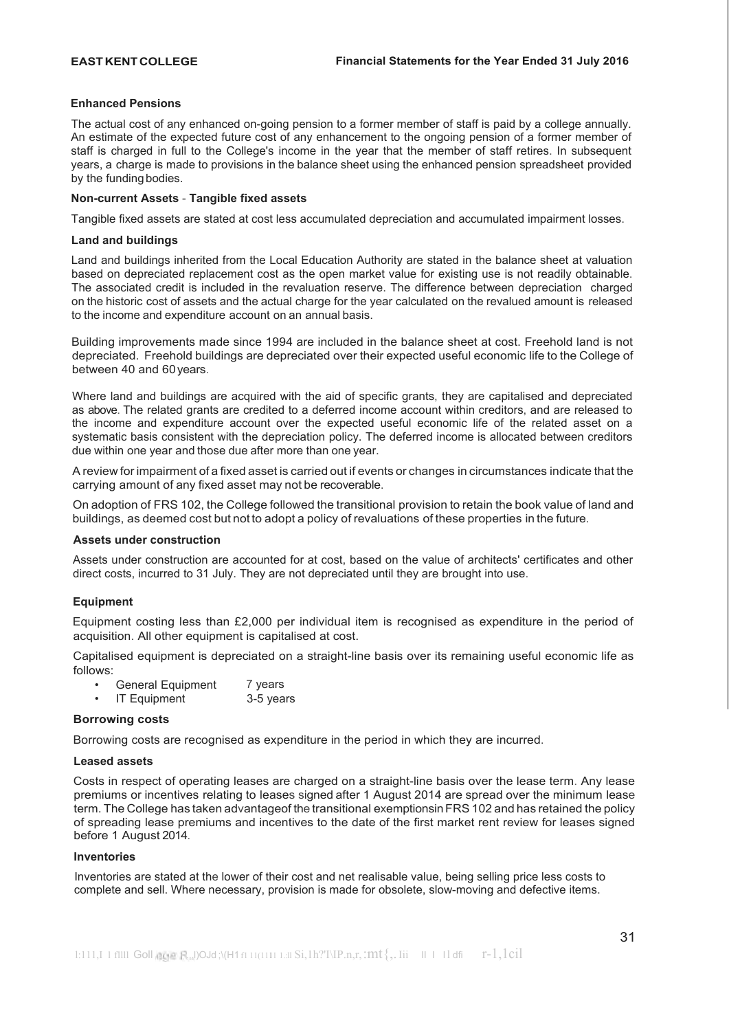### Enhanced Pensions

The actual cost of any enhanced on-going pension to a former member of staff is paid by a college annually. An estimate of the expected future cost of any enhancement to the ongoing pension of a former member of staff is charged in full to the College's income in the year that the member of staff retires. In subsequent years, a charge is made to provisions in the balance sheet using the enhanced pension spreadsheet provided by the funding bodies.

### Non-current Assets - Tangible fixed assets

Tangible fixed assets are stated at cost less accumulated depreciation and accumulated impairment losses.

### Land and buildings

Land and buildings inherited from the Local Education Authority are stated in the balance sheet at valuation based on depreciated replacement cost as the open market value for existing use is not readily obtainable. The associated credit is included in the revaluation reserve. The difference between depreciation charged on the historic cost of assets and the actual charge for the year calculated on the revalued amount is released to the income and expenditure account on an annual basis.

Building improvements made since 1994 are included in the balance sheet at cost. Freehold land is not depreciated. Freehold buildings are depreciated over their expected useful economic life to the College of between 40 and 60 years.

Where land and buildings are acquired with the aid of specific grants, they are capitalised and depreciated as above. The related grants are credited to a deferred income account within creditors, and are released to the income and expenditure account over the expected useful economic life of the related asset on a systematic basis consistent with the depreciation policy. The deferred income is allocated between creditors due within one year and those due after more than one year.

A review for impairment of a fixed asset is carried out if events or changes in circumstances indicate that the carrying amount of any fixed asset may not be recoverable.

On adoption of FRS 102, the College followed the transitional provision to retain the book value of land and buildings, as deemed cost but not to adopt a policy of revaluations of these properties in the future.

### Assets under construction

Assets under construction are accounted for at cost, based on the value of architects' certificates and other direct costs, incurred to 31 July. They are not depreciated until they are brought into use.

### Equipment

Equipment costing less than £2,000 per individual item is recognised as expenditure in the period of acquisition. All other equipment is capitalised at cost.

Capitalised equipment is depreciated on a straight-line basis over its remaining useful economic life as follows:

- General Equipment 7 years
- IT Equipment 3-5 years

### Borrowing costs

Borrowing costs are recognised as expenditure in the period in which they are incurred.

### Leased assets

Costs in respect of operating leases are charged on a straight-line basis over the lease term. Any lease premiums or incentives relating to leases signed after 1 August 2014 are spread over the minimum lease term. The College has taken advantage of the transitional exemptions in FRS 102 and has retained the policy of spreading lease premiums and incentives to the date of the first market rent review for leases signed before 1 August 2014.

### Inventories

Inventories are stated at the lower of their cost and net realisable value, being selling price less costs to complete and sell. Where necessary, provision is made for obsolete, slow-moving and defective items.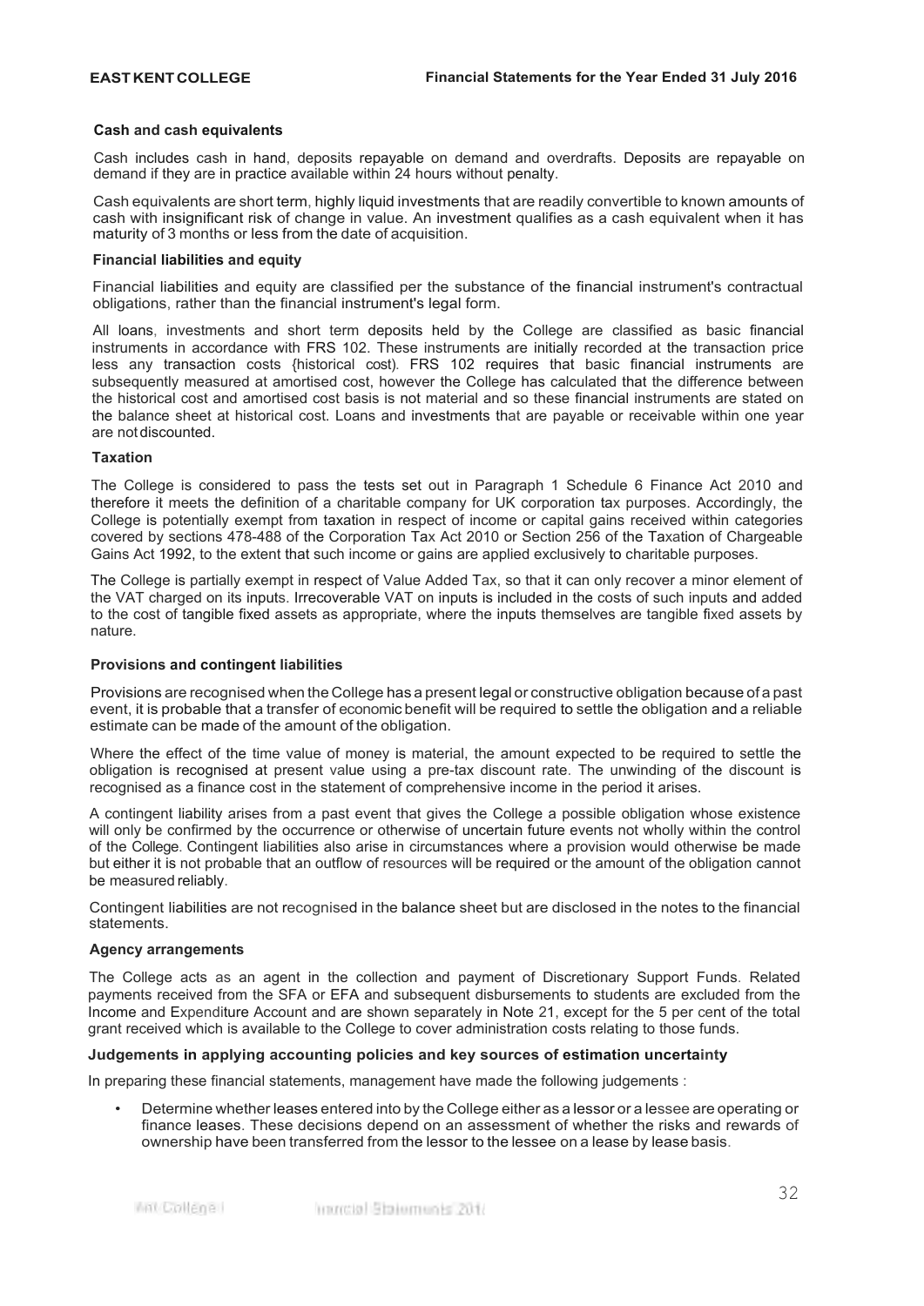### Cash and cash equivalents

Cash includes cash in hand, deposits repayable on demand and overdrafts. Deposits are repayable on demand if they are in practice available within 24 hours without penalty.

Cash equivalents are short term, highly liquid investments that are readily convertible to known amounts of cash with insignificant risk of change in value. An investment qualifies as a cash equivalent when it has maturity of 3 months or less from the date of acquisition.

### Financial liabilities and equity

Financial liabilities and equity are classified per the substance of the financial instrument's contractual obligations, rather than the financial instrument's legal form.

All loans, investments and short term deposits held by the College are classified as basic financial instruments in accordance with FRS 102. These instruments are initially recorded at the transaction price less any transaction costs {historical cost). FRS 102 requires that basic financial instruments are subsequently measured at amortised cost, however the College has calculated that the difference between the historical cost and amortised cost basis is not material and so these financial instruments are stated on the balance sheet at historical cost. Loans and investments that are payable or receivable within one year are not discounted.

### Taxation

The College is considered to pass the tests set out in Paragraph 1 Schedule 6 Finance Act 2010 and therefore it meets the definition of a charitable company for UK corporation tax purposes. Accordingly, the College is potentially exempt from taxation in respect of income or capital gains received within categories covered by sections 478-488 of the Corporation Tax Act 2010 or Section 256 of the Taxation of Chargeable Gains Act 1992, to the extent that such income or gains are applied exclusively to charitable purposes.

The College is partially exempt in respect of Value Added Tax, so that it can only recover a minor element of the VAT charged on its inputs. Irrecoverable VAT on inputs is included in the costs of such inputs and added to the cost of tangible fixed assets as appropriate, where the inputs themselves are tangible fixed assets by nature.

### Provisions and contingent liabilities

Provisions are recognised when the College has a present legal or constructive obligation because of a past event, it is probable that a transfer of economic benefit will be required to settle the obligation and a reliable estimate can be made of the amount of the obligation.

Where the effect of the time value of money is material, the amount expected to be required to settle the obligation is recognised at present value using a pre-tax discount rate. The unwinding of the discount is recognised as a finance cost in the statement of comprehensive income in the period it arises.

A contingent liability arises from a past event that gives the College a possible obligation whose existence will only be confirmed by the occurrence or otherwise of uncertain future events not wholly within the control of the College. Contingent liabilities also arise in circumstances where a provision would otherwise be made but either it is not probable that an outflow of resources will be required or the amount of the obligation cannot be measured reliably.

Contingent liabilities are not recognised in the balance sheet but are disclosed in the notes to the financial statements.

### Agency arrangements

The College acts as an agent in the collection and payment of Discretionary Support Funds. Related payments received from the SFA or EFA and subsequent disbursements to students are excluded from the Income and Expenditure Account and are shown separately in Note 21, except for the 5 per cent of the total grant received which is available to the College to cover administration costs relating to those funds.

### Judgements in applying accounting policies and key sources of estimation uncertainty

In preparing these financial statements, management have made the following judgements :

- Determine whether leases entered into by the College either as a lessor or a lessee are operating or finance leases. These decisions depend on an assessment of whether the risks and rewards of ownership have been transferred from the lessor to the lessee on a lease by lease basis.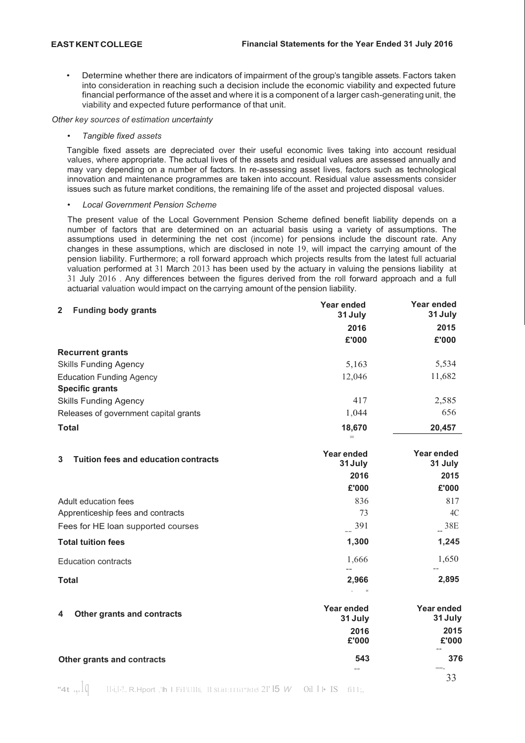- Determine whether there are indicators of impairment of the group's tangible assets. Factors taken into consideration in reaching such a decision include the economic viability and expected future financial performance of the asset and where it is a component of a larger cash-generating unit, the viability and expected future performance of that unit.

*Other key sources of estimation uncertainty*

- *Tangible fixed assets*

Tangible fixed assets are depreciated over their useful economic lives taking into account residual values, where appropriate. The actual lives of the assets and residual values are assessed annually and may vary depending on a number of factors. In re-assessing asset lives, factors such as technological innovation and maintenance programmes are taken into account. Residual value assessments consider issues such as future market conditions, the remaining life of the asset and projected disposal values.

- *Local Government Pension Scheme*

The present value of the Local Government Pension Scheme defined benefit liability depends on a number of factors that are determined on an actuarial basis using a variety of assumptions. The assumptions used in determining the net cost (income) for pensions include the discount rate. Any changes in these assumptions, which are disclosed in note 19, will impact the carrying amount of the pension liability. Furthermore; a roll forward approach which projects results from the latest full actuarial valuation performed at 31 March 2013 has been used by the actuary in valuing the pensions liability at 31 July 2016 . Any differences between the figures derived from the roll forward approach and a full actuarial valuation would impact on the carrying amount of the pension liability.

| 2 Funding body grants | Year ended 31 July 2016 £'000 | Year ended 31 July 2015 £'000 |
|---|---|---|
| **Recurrent grants** | | |
| Skills Funding Agency | 5,163 | 5,534 |
| Education Funding Agency | 12,046 | 11,682 |
| **Specific grants** | | |
| Skills Funding Agency | 417 | 2,585 |
| Releases of government capital grants | 1,044 | 656 |
| **Total** | **18,670** | **20,457** |

| 3 Tuition fees and education contracts | Year ended 31 July 2016 £'000 | Year ended 31 July 2015 £'000 |
|---|---|---|
| Adult education fees | 836 | 817 |
| Apprenticeship fees and contracts | 73 | 4C |
| Fees for HE loan supported courses | 391 | 38E |
| **Total tuition fees** | **1,300** | **1,245** |
| Education contracts | 1,666 | 1,650 |
| **Total** | **2,966** | **2,895** |

| 4 Other grants and contracts | Year ended 31 July 2016 £'000 | Year ended 31 July 2015 £'000 |
|---|---|---|
| **Other grants and contracts** | **543** | **376** |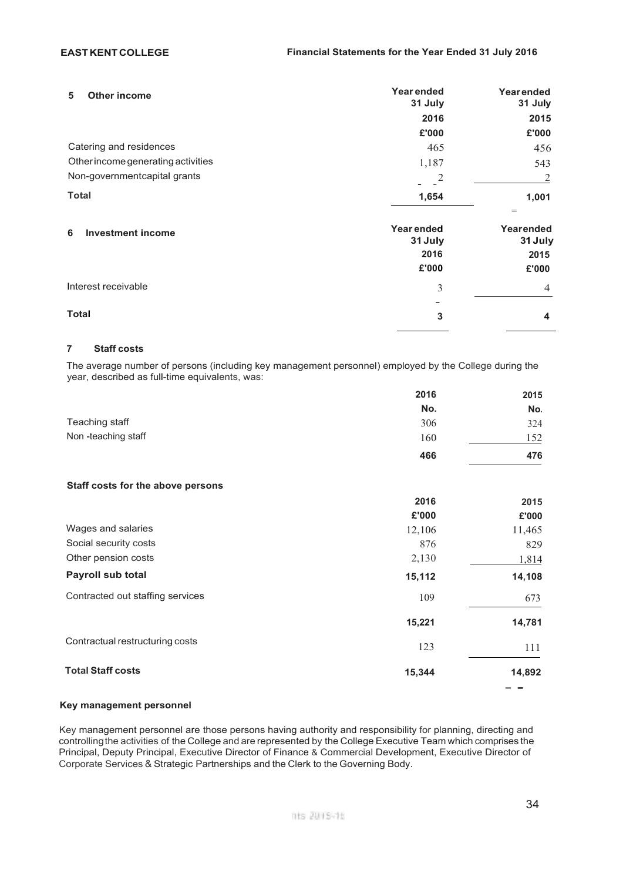## 5 Other income

| | Year ended 31 July 2016 £'000 | Year ended 31 July 2015 £'000 |
|---|---|---|
| Catering and residences | 465 | 456 |
| Other income generating activities | 1,187 | 543 |
| Non-government capital grants | 2 | 2 |
| **Total** | **1,654** | **1,001** |

## 6 Investment income

| | Year ended 31 July 2016 £'000 | Year ended 31 July 2015 £'000 |
|---|---|---|
| Interest receivable | 3 | 4 |
| **Total** | **3** | **4** |

## 7 Staff costs

The average number of persons (including key management personnel) employed by the College during the year, described as full-time equivalents, was:

| | 2016 No. | 2015 No. |
|---|---|---|
| Teaching staff | 306 | 324 |
| Non -teaching staff | 160 | 152 |
| | **466** | **476** |

**Staff costs for the above persons**

| | 2016 £'000 | 2015 £'000 |
|---|---|---|
| Wages and salaries | 12,106 | 11,465 |
| Social security costs | 876 | 829 |
| Other pension costs | 2,130 | 1,814 |
| **Payroll sub total** | **15,112** | **14,108** |
| Contracted out staffing services | 109 | 673 |
| | **15,221** | **14,781** |
| Contractual restructuring costs | 123 | 111 |
| **Total Staff costs** | **15,344** | **14,892** |

**Key management personnel**

Key management personnel are those persons having authority and responsibility for planning, directing and controlling the activities of the College and are represented by the College Executive Team which comprises the Principal, Deputy Principal, Executive Director of Finance & Commercial Development, Executive Director of Corporate Services & Strategic Partnerships and the Clerk to the Governing Body.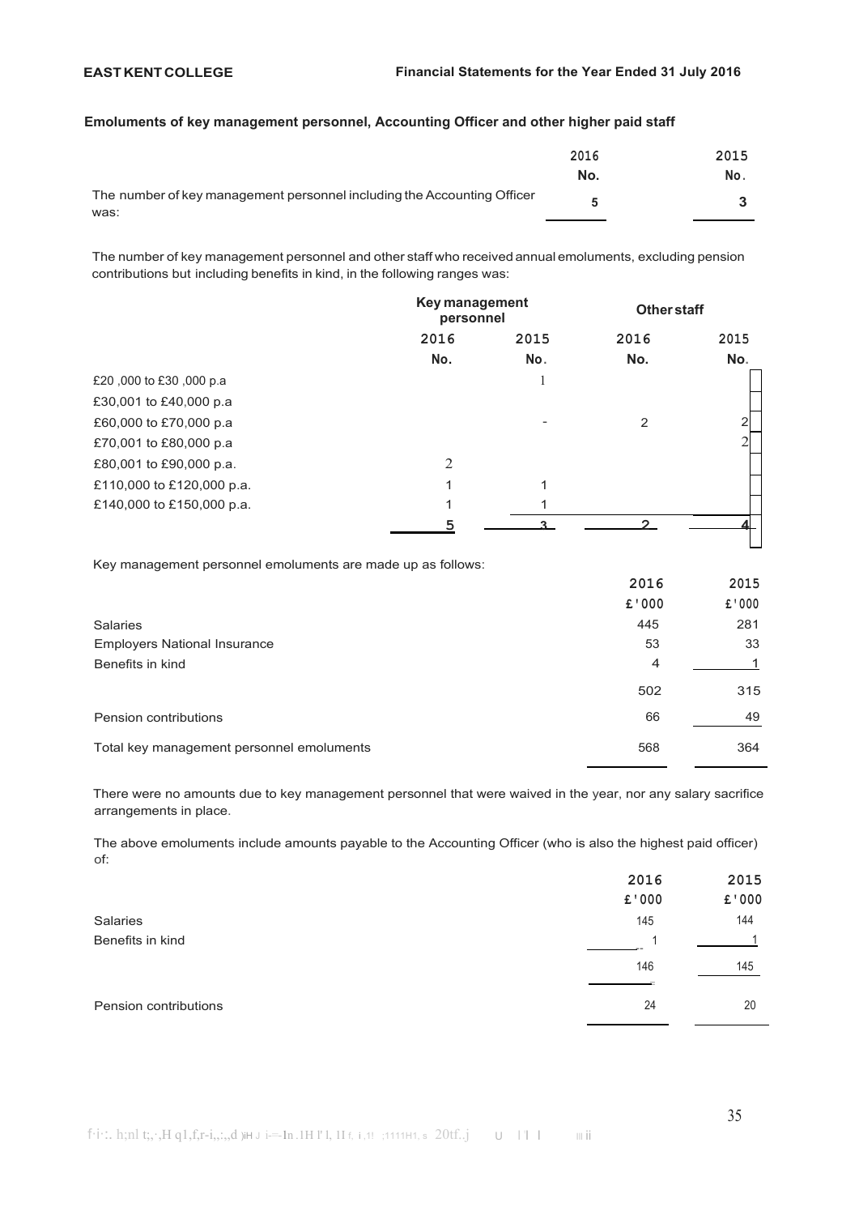## Emoluments of key management personnel, Accounting Officer and other higher paid staff

| | 2016 No. | 2015 No. |
|---|---|---|
| The number of key management personnel including the Accounting Officer was: | 5 | 3 |

The number of key management personnel and other staff who received annual emoluments, excluding pension contributions but including benefits in kind, in the following ranges was:

| | Key management personnel | | Other staff | |
|---|---|---|---|---|
| | 2016 No. | 2015 No. | 2016 No. | 2015 No. |
| £20,000 to £30,000 p.a | | 1 | | |
| £30,001 to £40,000 p.a | | | | |
| £60,000 to £70,000 p.a | | - | 2 | 2 |
| £70,001 to £80,000 p.a | | | | 2 |
| £80,001 to £90,000 p.a. | 2 | | | |
| £110,000 to £120,000 p.a. | 1 | 1 | | |
| £140,000 to £150,000 p.a. | 1 | 1 | | |
| | 5 | 3 | 2 | 4 |

Key management personnel emoluments are made up as follows:

| | 2016 £'000 | 2015 £'000 |
|---|---|---|
| Salaries | 445 | 281 |
| Employers National Insurance | 53 | 33 |
| Benefits in kind | 4 | 1 |
| | 502 | 315 |
| Pension contributions | 66 | 49 |
| Total key management personnel emoluments | 568 | 364 |

There were no amounts due to key management personnel that were waived in the year, nor any salary sacrifice arrangements in place.

The above emoluments include amounts payable to the Accounting Officer (who is also the highest paid officer) of:

| | 2016 £'000 | 2015 £'000 |
|---|---|---|
| Salaries | 145 | 144 |
| Benefits in kind | 1 | 1 |
| | 146 | 145 |
| Pension contributions | 24 | 20 |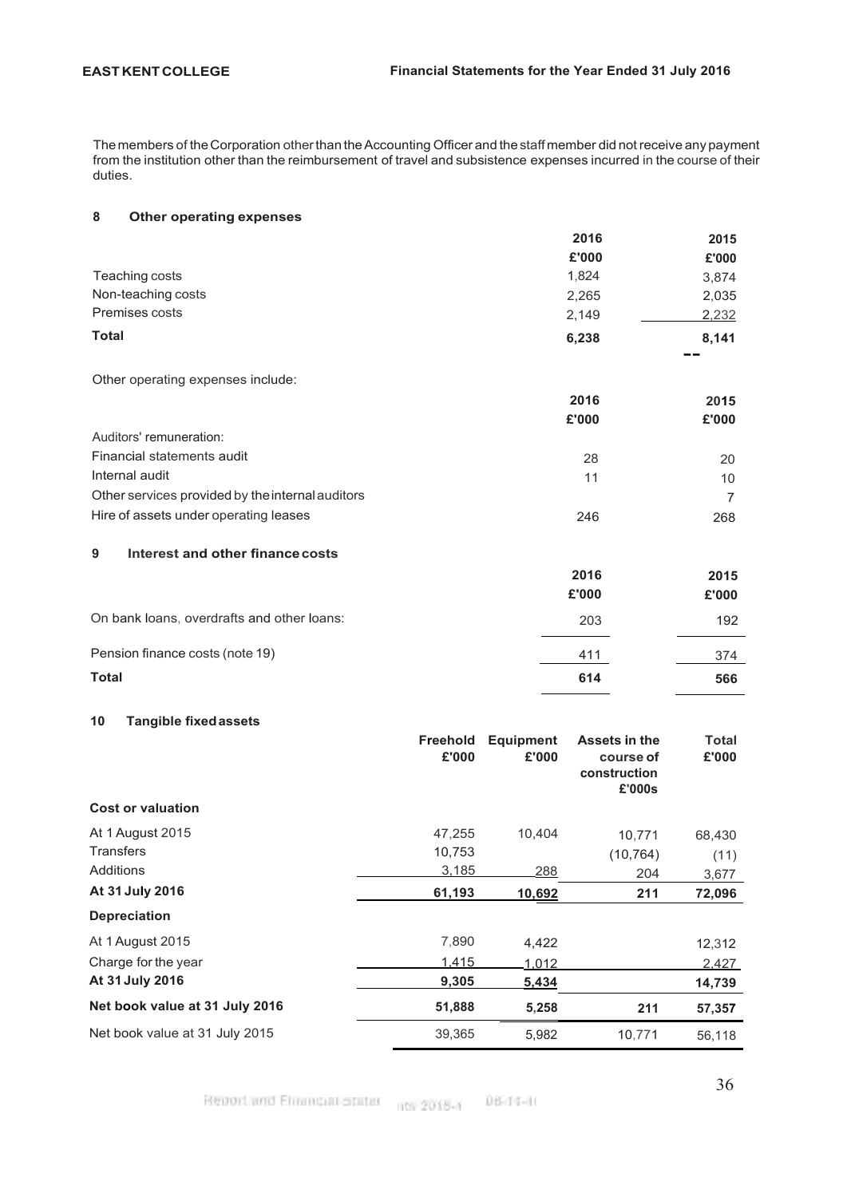The members of the Corporation other than the Accounting Officer and the staff member did not receive any payment from the institution other than the reimbursement of travel and subsistence expenses incurred in the course of their duties.

## 8 Other operating expenses

| | 2016 £'000 | 2015 £'000 |
|---|---|---|
| Teaching costs | 1,824 | 3,874 |
| Non-teaching costs | 2,265 | 2,035 |
| Premises costs | 2,149 | 2,232 |
| **Total** | **6,238** | **8,141** |

Other operating expenses include:

| | 2016 £'000 | 2015 £'000 |
|---|---|---|
| Auditors' remuneration: | | |
| Financial statements audit | 28 | 20 |
| Internal audit | 11 | 10 |
| Other services provided by the internal auditors | | 7 |
| Hire of assets under operating leases | 246 | 268 |

## 9 Interest and other finance costs

| | 2016 £'000 | 2015 £'000 |
|---|---|---|
| On bank loans, overdrafts and other loans: | 203 | 192 |
| Pension finance costs (note 19) | 411 | 374 |
| **Total** | **614** | **566** |

## 10 Tangible fixed assets

| | Freehold £'000 | Equipment £'000 | Assets in the course of construction £'000s | Total £'000 |
|---|---|---|---|---|
| **Cost or valuation** | | | | |
| At 1 August 2015 | 47,255 | 10,404 | 10,771 | 68,430 |
| Transfers | 10,753 | | (10,764) | (11) |
| Additions | 3,185 | 288 | 204 | 3,677 |
| **At 31 July 2016** | **61,193** | **10,692** | **211** | **72,096** |
| **Depreciation** | | | | |
| At 1 August 2015 | 7,890 | 4,422 | | 12,312 |
| Charge for the year | 1,415 | 1,012 | | 2,427 |
| **At 31 July 2016** | **9,305** | **5,434** | | **14,739** |
| **Net book value at 31 July 2016** | **51,888** | **5,258** | **211** | **57,357** |
| Net book value at 31 July 2015 | 39,365 | 5,982 | 10,771 | 56,118 |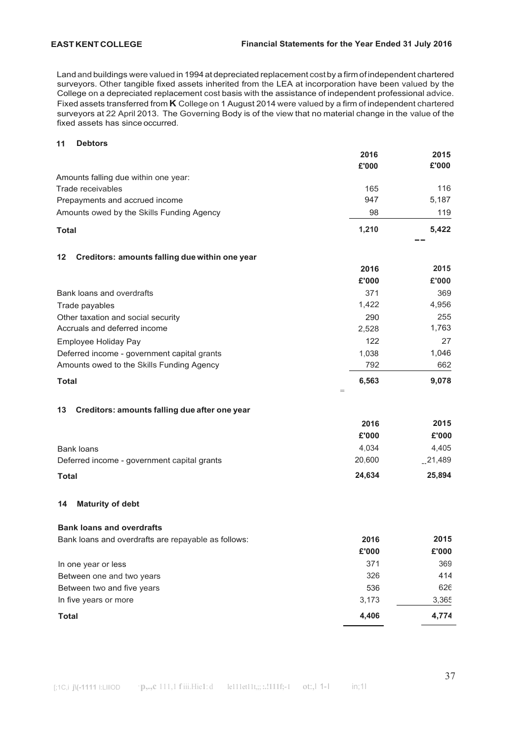Land and buildings were valued in 1994 at depreciated replacement cost by a firm of independent chartered surveyors. Other tangible fixed assets inherited from the LEA at incorporation have been valued by the College on a depreciated replacement cost basis with the assistance of independent professional advice. Fixed assets transferred from **K** College on 1 August 2014 were valued by a firm of independent chartered surveyors at 22 April 2013. The Governing Body is of the view that no material change in the value of the fixed assets has since occurred.

### 11 Debtors

| | 2016 £'000 | 2015 £'000 |
|---|---|---|
| Amounts falling due within one year: | | |
| Trade receivables | 165 | 116 |
| Prepayments and accrued income | 947 | 5,187 |
| Amounts owed by the Skills Funding Agency | 98 | 119 |
| **Total** | **1,210** | **5,422** |

### 12 Creditors: amounts falling due within one year

| | 2016 £'000 | 2015 £'000 |
|---|---|---|
| Bank loans and overdrafts | 371 | 369 |
| Trade payables | 1,422 | 4,956 |
| Other taxation and social security | 290 | 255 |
| Accruals and deferred income | 2,528 | 1,763 |
| Employee Holiday Pay | 122 | 27 |
| Deferred income - government capital grants | 1,038 | 1,046 |
| Amounts owed to the Skills Funding Agency | 792 | 662 |
| **Total** | **6,563** | **9,078** |

### 13 Creditors: amounts falling due after one year

| | 2016 £'000 | 2015 £'000 |
|---|---|---|
| Bank loans | 4,034 | 4,405 |
| Deferred income - government capital grants | 20,600 | 21,489 |
| **Total** | **24,634** | **25,894** |

### 14 Maturity of debt

**Bank loans and overdrafts**

| Bank loans and overdrafts are repayable as follows: | 2016 £'000 | 2015 £'000 |
|---|---|---|
| In one year or less | 371 | 369 |
| Between one and two years | 326 | 414 |
| Between two and five years | 536 | 626 |
| In five years or more | 3,173 | 3,365 |
| **Total** | **4,406** | **4,774** |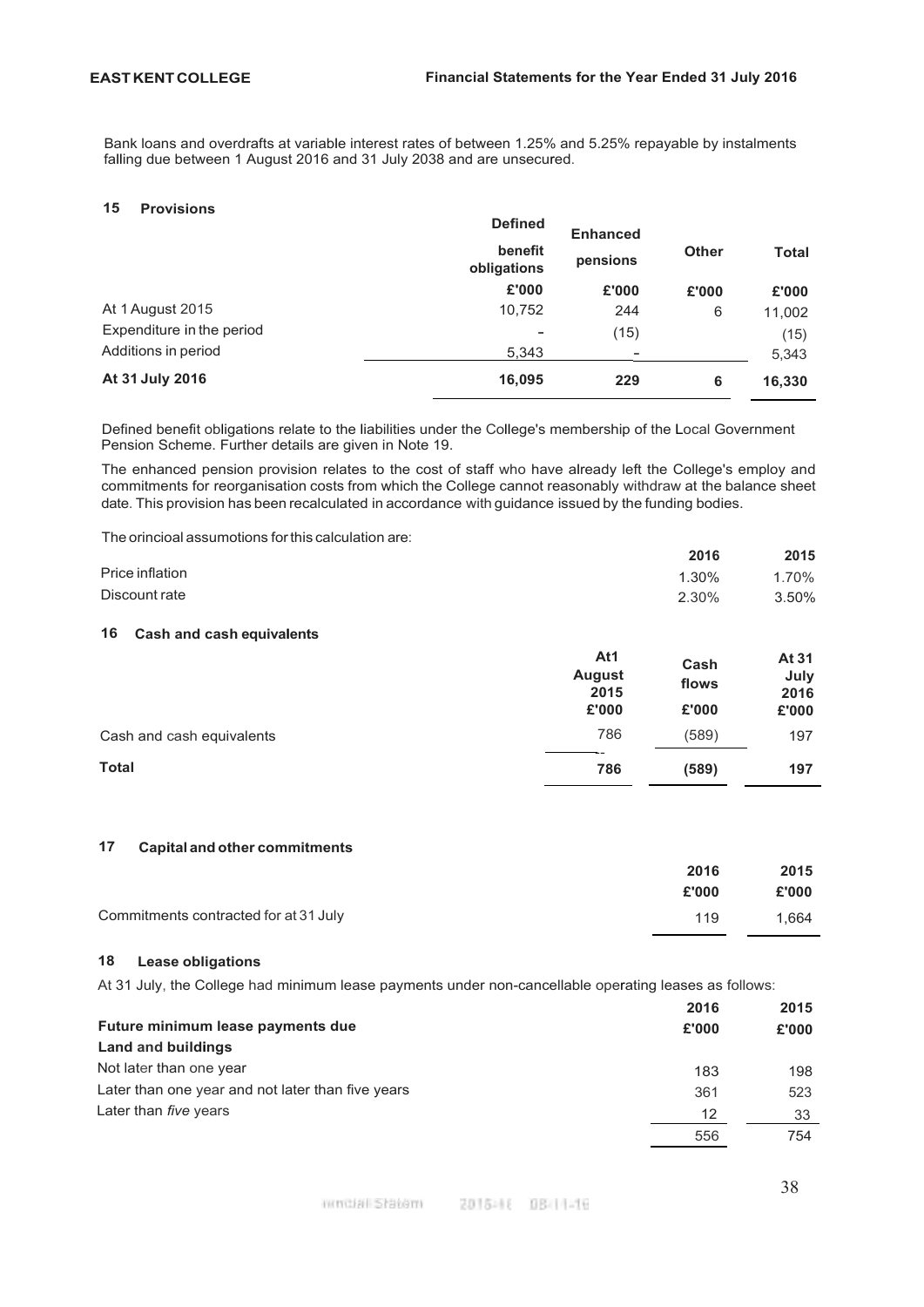Bank loans and overdrafts at variable interest rates of between 1.25% and 5.25% repayable by instalments falling due between 1 August 2016 and 31 July 2038 and are unsecured.

## 15 Provisions

| | Defined benefit obligations | Enhanced pensions | Other | Total |
|---|---|---|---|---|
| | £'000 | £'000 | £'000 | £'000 |
| At 1 August 2015 | 10,752 | 244 | 6 | 11,002 |
| Expenditure in the period | - | (15) | | (15) |
| Additions in period | 5,343 | - | | 5,343 |
| **At 31 July 2016** | **16,095** | **229** | **6** | **16,330** |

Defined benefit obligations relate to the liabilities under the College's membership of the Local Government Pension Scheme. Further details are given in Note 19.

The enhanced pension provision relates to the cost of staff who have already left the College's employ and commitments for reorganisation costs from which the College cannot reasonably withdraw at the balance sheet date. This provision has been recalculated in accordance with guidance issued by the funding bodies.

The orincioal assumotions for this calculation are:

| | 2016 | 2015 |
|---|---|---|
| Price inflation | 1.30% | 1.70% |
| Discount rate | 2.30% | 3.50% |

## 16 Cash and cash equivalents

| | At1 August 2015 | Cash flows | At 31 July 2016 |
|---|---|---|---|
| | £'000 | £'000 | £'000 |
| Cash and cash equivalents | 786 | (589) | 197 |
| **Total** | **786** | **(589)** | **197** |

## 17 Capital and other commitments

| | 2016 | 2015 |
|---|---|---|
| | £'000 | £'000 |
| Commitments contracted for at 31 July | 119 | 1,664 |

## 18 Lease obligations

At 31 July, the College had minimum lease payments under non-cancellable operating leases as follows:

| | 2016 | 2015 |
|---|---|---|
| **Future minimum lease payments due** | **£'000** | **£'000** |
| **Land and buildings** | | |
| Not later than one year | 183 | 198 |
| Later than one year and not later than five years | 361 | 523 |
| Later than *five* years | 12 | 33 |
| | 556 | 754 |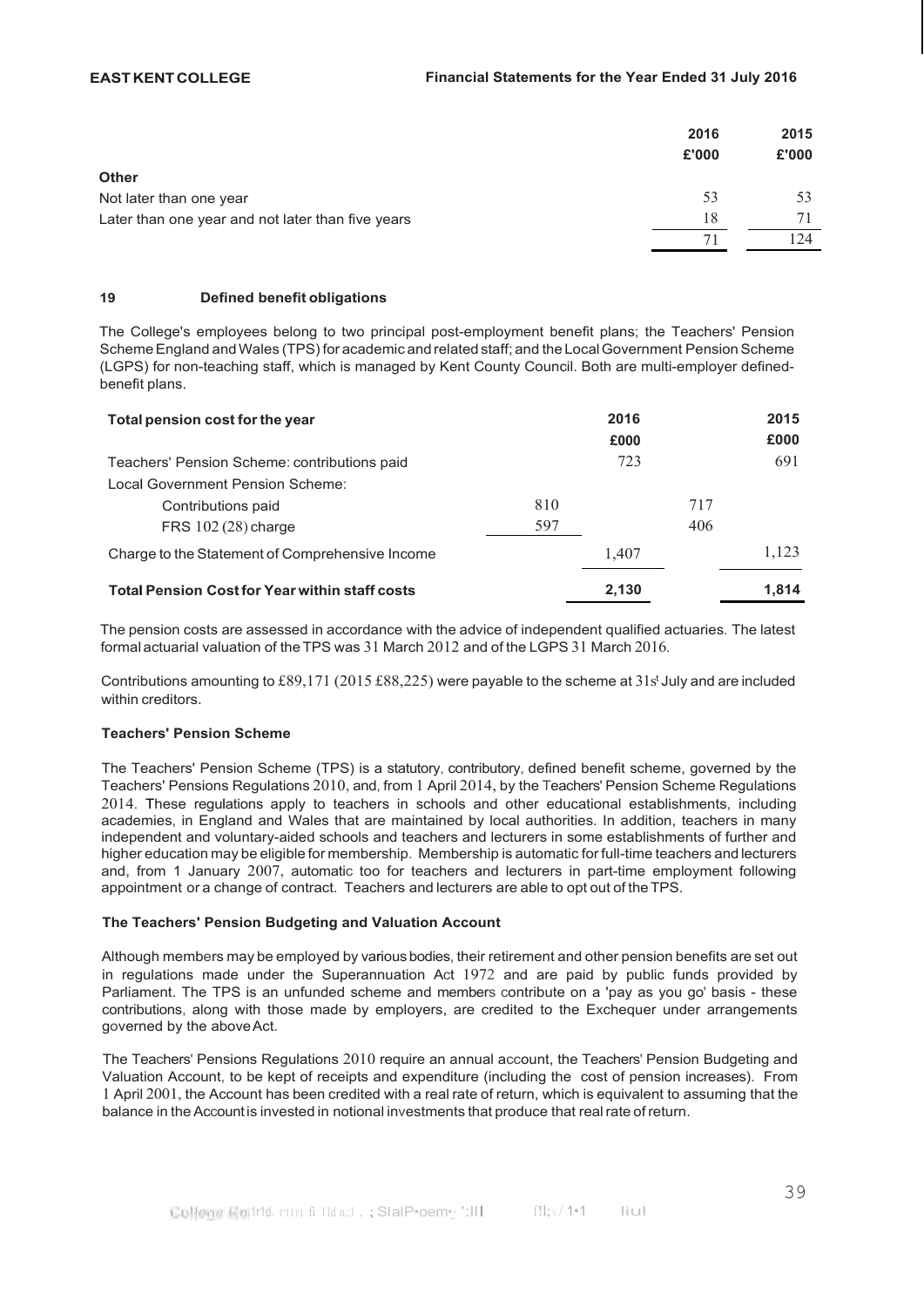| | 2016 £'000 | 2015 £'000 |
|---|---|---|
| **Other** | | |
| Not later than one year | 53 | 53 |
| Later than one year and not later than five years | 18 | 71 |
| | 71 | 124 |

## 19 Defined benefit obligations

The College's employees belong to two principal post-employment benefit plans; the Teachers' Pension Scheme England and Wales (TPS) for academic and related staff; and the Local Government Pension Scheme (LGPS) for non-teaching staff, which is managed by Kent County Council. Both are multi-employer defined-benefit plans.

| **Total pension cost for the year** | | 2016 £000 | | 2015 £000 |
|---|---|---|---|---|
| Teachers' Pension Scheme: contributions paid | | 723 | | 691 |
| Local Government Pension Scheme: | | | | |
| Contributions paid | 810 | | 717 | |
| FRS 102 (28) charge | 597 | | 406 | |
| Charge to the Statement of Comprehensive Income | | 1,407 | | 1,123 |
| **Total Pension Cost for Year within staff costs** | | **2,130** | | **1,814** |

The pension costs are assessed in accordance with the advice of independent qualified actuaries. The latest formal actuarial valuation of the TPS was 31 March 2012 and of the LGPS 31 March 2016.

Contributions amounting to £89,171 (2015 £88,225) were payable to the scheme at 31st July and are included within creditors.

### Teachers' Pension Scheme

The Teachers' Pension Scheme (TPS) is a statutory, contributory, defined benefit scheme, governed by the Teachers' Pensions Regulations 2010, and, from 1 April 2014, by the Teachers' Pension Scheme Regulations 2014. These regulations apply to teachers in schools and other educational establishments, including academies, in England and Wales that are maintained by local authorities. In addition, teachers in many independent and voluntary-aided schools and teachers and lecturers in some establishments of further and higher education may be eligible for membership. Membership is automatic for full-time teachers and lecturers and, from 1 January 2007, automatic too for teachers and lecturers in part-time employment following appointment or a change of contract. Teachers and lecturers are able to opt out of the TPS.

### The Teachers' Pension Budgeting and Valuation Account

Although members may be employed by various bodies, their retirement and other pension benefits are set out in regulations made under the Superannuation Act 1972 and are paid by public funds provided by Parliament. The TPS is an unfunded scheme and members contribute on a 'pay as you go' basis - these contributions, along with those made by employers, are credited to the Exchequer under arrangements governed by the above Act.

The Teachers' Pensions Regulations 2010 require an annual account, the Teachers' Pension Budgeting and Valuation Account, to be kept of receipts and expenditure (including the cost of pension increases). From 1 April 2001, the Account has been credited with a real rate of return, which is equivalent to assuming that the balance in the Account is invested in notional investments that produce that real rate of return.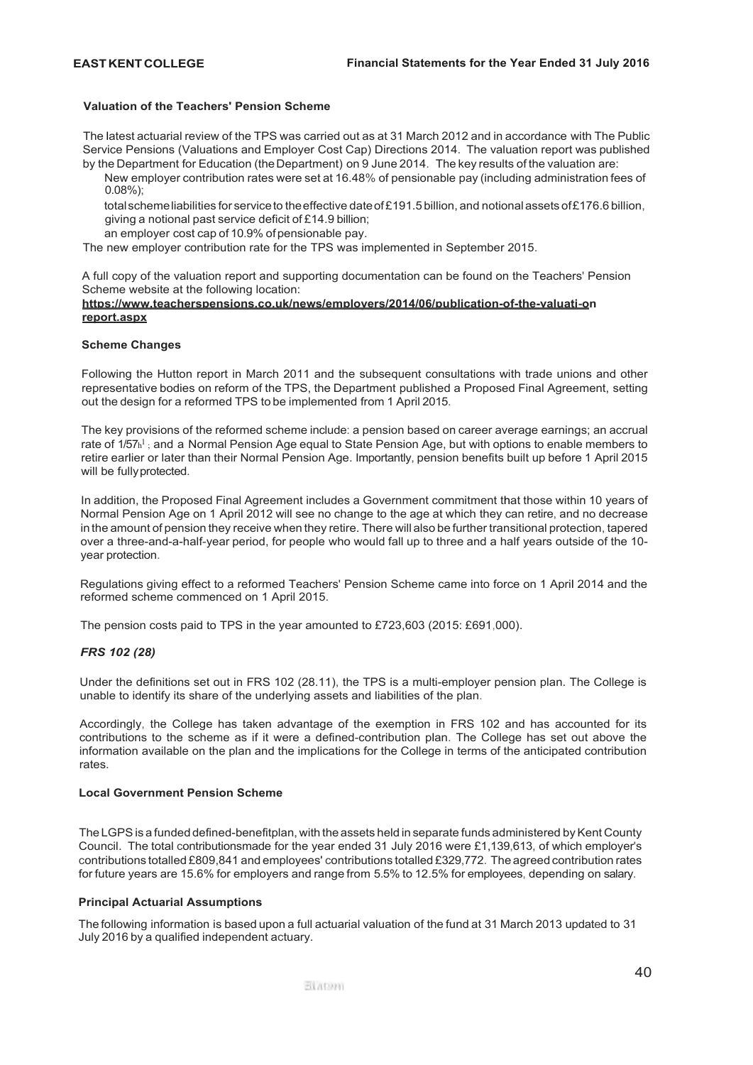### Valuation of the Teachers' Pension Scheme

The latest actuarial review of the TPS was carried out as at 31 March 2012 and in accordance with The Public Service Pensions (Valuations and Employer Cost Cap) Directions 2014. The valuation report was published by the Department for Education (the Department) on 9 June 2014. The key results of the valuation are:

- New employer contribution rates were set at 16.48% of pensionable pay (including administration fees of 0.08%);
- total scheme liabilities for service to the effective date of £191.5 billion, and notional assets of £176.6 billion, giving a notional past service deficit of £14.9 billion;
- an employer cost cap of 10.9% of pensionable pay.

The new employer contribution rate for the TPS was implemented in September 2015.

A full copy of the valuation report and supporting documentation can be found on the Teachers' Pension Scheme website at the following location:
**https://www.teacherspensions.co.uk/news/employers/2014/06/publication-of-the-valuati-on report.aspx**

### Scheme Changes

Following the Hutton report in March 2011 and the subsequent consultations with trade unions and other representative bodies on reform of the TPS, the Department published a Proposed Final Agreement, setting out the design for a reformed TPS to be implemented from 1 April 2015.

The key provisions of the reformed scheme include: a pension based on career average earnings; an accrual rate of 1/57th; and a Normal Pension Age equal to State Pension Age, but with options to enable members to retire earlier or later than their Normal Pension Age. Importantly, pension benefits built up before 1 April 2015 will be fully protected.

In addition, the Proposed Final Agreement includes a Government commitment that those within 10 years of Normal Pension Age on 1 April 2012 will see no change to the age at which they can retire, and no decrease in the amount of pension they receive when they retire. There will also be further transitional protection, tapered over a three-and-a-half-year period, for people who would fall up to three and a half years outside of the 10-year protection.

Regulations giving effect to a reformed Teachers' Pension Scheme came into force on 1 April 2014 and the reformed scheme commenced on 1 April 2015.

The pension costs paid to TPS in the year amounted to £723,603 (2015: £691,000).

### *FRS 102 (28)*

Under the definitions set out in FRS 102 (28.11), the TPS is a multi-employer pension plan. The College is unable to identify its share of the underlying assets and liabilities of the plan.

Accordingly, the College has taken advantage of the exemption in FRS 102 and has accounted for its contributions to the scheme as if it were a defined-contribution plan. The College has set out above the information available on the plan and the implications for the College in terms of the anticipated contribution rates.

### Local Government Pension Scheme

The LGPS is a funded defined-benefit plan, with the assets held in separate funds administered by Kent County Council. The total contributions made for the year ended 31 July 2016 were £1,139,613, of which employer's contributions totalled £809,841 and employees' contributions totalled £329,772. The agreed contribution rates for future years are 15.6% for employers and range from 5.5% to 12.5% for employees, depending on salary.

### Principal Actuarial Assumptions

The following information is based upon a full actuarial valuation of the fund at 31 March 2013 updated to 31 July 2016 by a qualified independent actuary.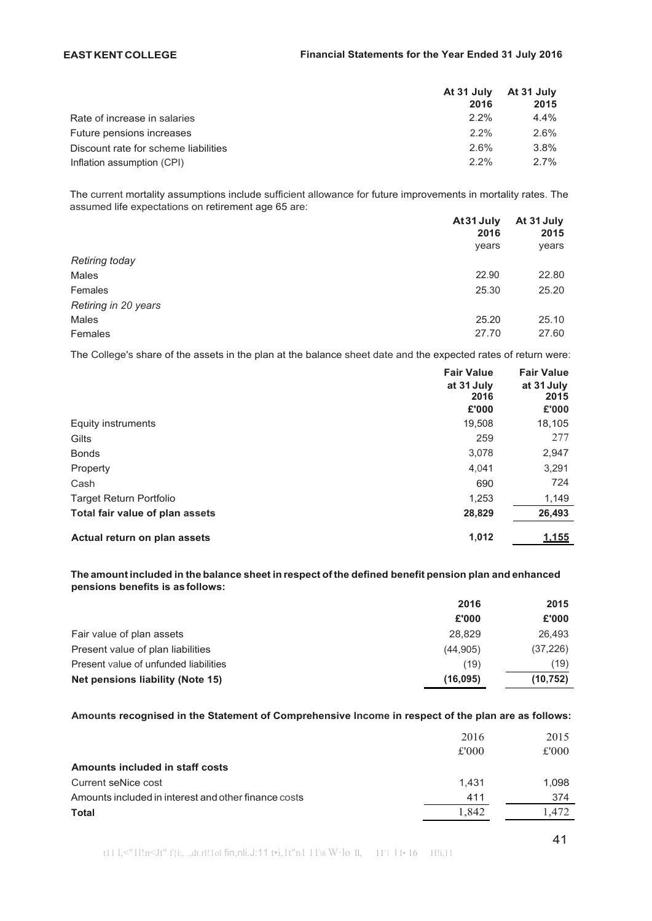| | At 31 July 2016 | At 31 July 2015 |
|---|---|---|
| Rate of increase in salaries | 2.2% | 4.4% |
| Future pensions increases | 2.2% | 2.6% |
| Discount rate for scheme liabilities | 2.6% | 3.8% |
| Inflation assumption (CPI) | 2.2% | 2.7% |

The current mortality assumptions include sufficient allowance for future improvements in mortality rates. The assumed life expectations on retirement age 65 are:

| | At31 July 2016 years | At 31 July 2015 years |
|---|---|---|
| *Retiring today* | | |
| Males | 22.90 | 22.80 |
| Females | 25.30 | 25.20 |
| *Retiring in 20 years* | | |
| Males | 25.20 | 25.10 |
| Females | 27.70 | 27.60 |

The College's share of the assets in the plan at the balance sheet date and the expected rates of return were:

| | Fair Value at 31 July 2016 £'000 | Fair Value at 31 July 2015 £'000 |
|---|---|---|
| Equity instruments | 19,508 | 18,105 |
| Gilts | 259 | 277 |
| Bonds | 3,078 | 2,947 |
| Property | 4,041 | 3,291 |
| Cash | 690 | 724 |
| Target Return Portfolio | 1,253 | 1,149 |
| **Total fair value of plan assets** | **28,829** | **26,493** |
| **Actual return on plan assets** | **1,012** | **1,155** |

**The amount included in the balance sheet in respect of the defined benefit pension plan and enhanced pensions benefits is as follows:**

| | 2016 £'000 | 2015 £'000 |
|---|---|---|
| Fair value of plan assets | 28,829 | 26,493 |
| Present value of plan liabilities | (44,905) | (37,226) |
| Present value of unfunded liabilities | (19) | (19) |
| **Net pensions liability (Note 15)** | **(16,095)** | **(10,752)** |

**Amounts recognised in the Statement of Comprehensive Income in respect of the plan are as follows:**

| | 2016 £'000 | 2015 £'000 |
|---|---|---|
| **Amounts included in staff costs** | | |
| Current seNice cost | 1,431 | 1,098 |
| Amounts included in interest and other finance costs | 411 | 374 |
| **Total** | 1,842 | 1,472 |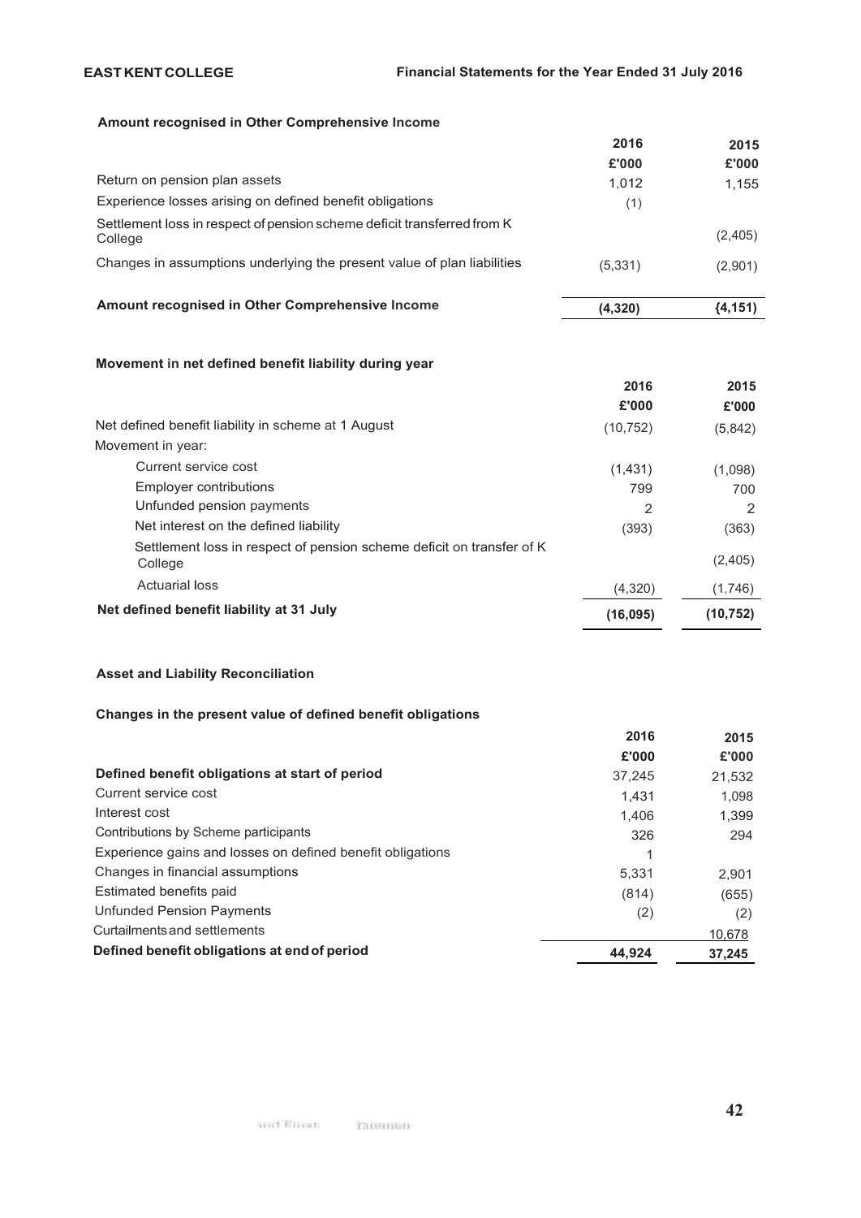### Amount recognised in Other Comprehensive Income

| | 2016 | 2015 |
|---|---|---|
| | £'000 | £'000 |
| Return on pension plan assets | 1,012 | 1,155 |
| Experience losses arising on defined benefit obligations | (1) | |
| Settlement loss in respect of pension scheme deficit transferred from K College | | (2,405) |
| Changes in assumptions underlying the present value of plan liabilities | (5,331) | (2,901) |
| **Amount recognised in Other Comprehensive Income** | **(4,320)** | **{4,151)** |

### Movement in net defined benefit liability during year

| | 2016 | 2015 |
|---|---|---|
| | £'000 | £'000 |
| Net defined benefit liability in scheme at 1 August | (10,752) | (5,842) |
| Movement in year: | | |
| Current service cost | (1,431) | (1,098) |
| Employer contributions | 799 | 700 |
| Unfunded pension payments | 2 | 2 |
| Net interest on the defined liability | (393) | (363) |
| Settlement loss in respect of pension scheme deficit on transfer of K College | | (2,405) |
| Actuarial loss | (4,320) | (1,746) |
| **Net defined benefit liability at 31 July** | **(16,095)** | **(10,752)** |

### Asset and Liability Reconciliation

### Changes in the present value of defined benefit obligations

| | 2016 | 2015 |
|---|---|---|
| | £'000 | £'000 |
| **Defined benefit obligations at start of period** | 37,245 | 21,532 |
| Current service cost | 1,431 | 1,098 |
| Interest cost | 1,406 | 1,399 |
| Contributions by Scheme participants | 326 | 294 |
| Experience gains and losses on defined benefit obligations | 1 | |
| Changes in financial assumptions | 5,331 | 2,901 |
| Estimated benefits paid | (814) | (655) |
| Unfunded Pension Payments | (2) | (2) |
| Curtailments and settlements | | 10,678 |
| **Defined benefit obligations at end of period** | **44,924** | **37,245** |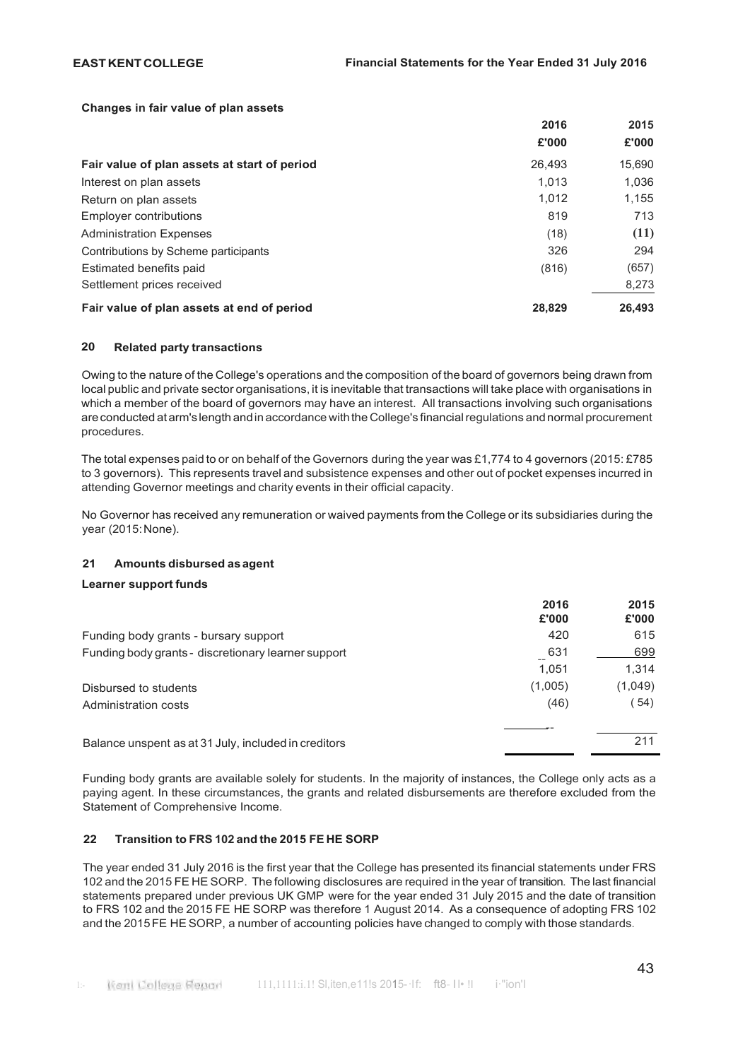**Changes in fair value of plan assets**

| | 2016 £'000 | 2015 £'000 |
|---|---|---|
| **Fair value of plan assets at start of period** | 26,493 | 15,690 |
| Interest on plan assets | 1,013 | 1,036 |
| Return on plan assets | 1,012 | 1,155 |
| Employer contributions | 819 | 713 |
| Administration Expenses | (18) | (11) |
| Contributions by Scheme participants | 326 | 294 |
| Estimated benefits paid | (816) | (657) |
| Settlement prices received | | 8,273 |
| **Fair value of plan assets at end of period** | **28,829** | **26,493** |

## 20 Related party transactions

Owing to the nature of the College's operations and the composition of the board of governors being drawn from local public and private sector organisations, it is inevitable that transactions will take place with organisations in which a member of the board of governors may have an interest. All transactions involving such organisations are conducted at arm's length and in accordance with the College's financial regulations and normal procurement procedures.

The total expenses paid to or on behalf of the Governors during the year was £1,774 to 4 governors (2015: £785 to 3 governors). This represents travel and subsistence expenses and other out of pocket expenses incurred in attending Governor meetings and charity events in their official capacity.

No Governor has received any remuneration or waived payments from the College or its subsidiaries during the year (2015: None).

## 21 Amounts disbursed as agent

**Learner support funds**

| | 2016 £'000 | 2015 £'000 |
|---|---|---|
| Funding body grants - bursary support | 420 | 615 |
| Funding body grants - discretionary learner support | 631 | 699 |
| | 1,051 | 1,314 |
| Disbursed to students | (1,005) | (1,049) |
| Administration costs | (46) | (54) |
| Balance unspent as at 31 July, included in creditors | - | 211 |

Funding body grants are available solely for students. In the majority of instances, the College only acts as a paying agent. In these circumstances, the grants and related disbursements are therefore excluded from the Statement of Comprehensive Income.

## 22 Transition to FRS 102 and the 2015 FE HE SORP

The year ended 31 July 2016 is the first year that the College has presented its financial statements under FRS 102 and the 2015 FE HE SORP. The following disclosures are required in the year of transition. The last financial statements prepared under previous UK GMP were for the year ended 31 July 2015 and the date of transition to FRS 102 and the 2015 FE HE SORP was therefore 1 August 2014. As a consequence of adopting FRS 102 and the 2015 FE HE SORP, a number of accounting policies have changed to comply with those standards.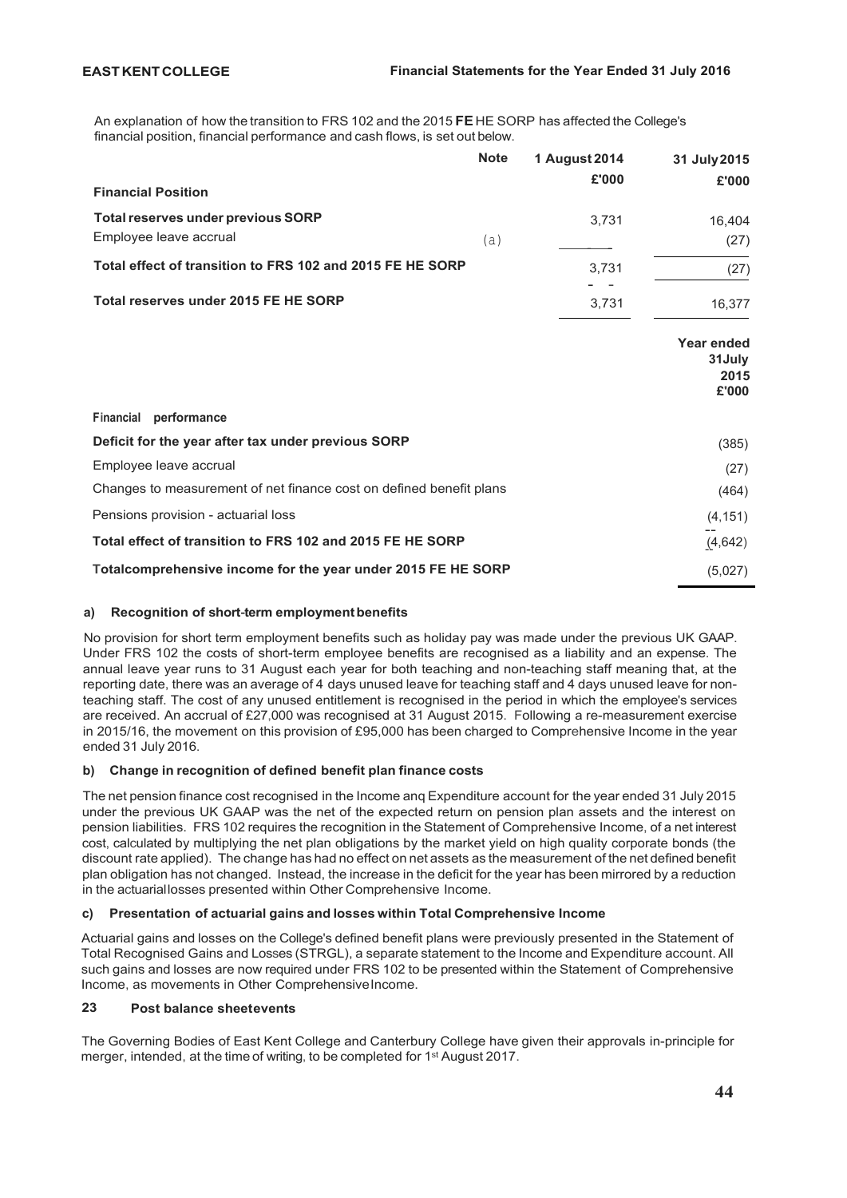An explanation of how the transition to FRS 102 and the 2015 **FE** HE SORP has affected the College's financial position, financial performance and cash flows, is set out below.

| | Note | 1 August 2014 | 31 July 2015 |
|---|---|---|---|
| | | £'000 | £'000 |
| **Financial Position** | | | |
| **Total reserves under previous SORP** | | 3,731 | 16,404 |
| Employee leave accrual | (a) | - | (27) |
| **Total effect of transition to FRS 102 and 2015 FE HE SORP** | | 3,731 | (27) |
| **Total reserves under 2015 FE HE SORP** | | 3,731 | 16,377 |

| | Year ended 31July 2015 £'000 |
|---|---|
| **Financial performance** | |
| **Deficit for the year after tax under previous SORP** | (385) |
| Employee leave accrual | (27) |
| Changes to measurement of net finance cost on defined benefit plans | (464) |
| Pensions provision - actuarial loss | (4,151) |
| **Total effect of transition to FRS 102 and 2015 FE HE SORP** | (4,642) |
| **Totalcomprehensive income for the year under 2015 FE HE SORP** | (5,027) |

**a) Recognition of short-term employment benefits**

No provision for short term employment benefits such as holiday pay was made under the previous UK GAAP. Under FRS 102 the costs of short-term employee benefits are recognised as a liability and an expense. The annual leave year runs to 31 August each year for both teaching and non-teaching staff meaning that, at the reporting date, there was an average of 4 days unused leave for teaching staff and 4 days unused leave for non-teaching staff. The cost of any unused entitlement is recognised in the period in which the employee's services are received. An accrual of £27,000 was recognised at 31 August 2015. Following a re-measurement exercise in 2015/16, the movement on this provision of £95,000 has been charged to Comprehensive Income in the year ended 31 July 2016.

**b) Change in recognition of defined benefit plan finance costs**

The net pension finance cost recognised in the Income anq Expenditure account for the year ended 31 July 2015 under the previous UK GAAP was the net of the expected return on pension plan assets and the interest on pension liabilities. FRS 102 requires the recognition in the Statement of Comprehensive Income, of a net interest cost, calculated by multiplying the net plan obligations by the market yield on high quality corporate bonds (the discount rate applied). The change has had no effect on net assets as the measurement of the net defined benefit plan obligation has not changed. Instead, the increase in the deficit for the year has been mirrored by a reduction in the actuariallosses presented within Other Comprehensive Income.

**c) Presentation of actuarial gains and losses within Total Comprehensive Income**

Actuarial gains and losses on the College's defined benefit plans were previously presented in the Statement of Total Recognised Gains and Losses (STRGL), a separate statement to the Income and Expenditure account. All such gains and losses are now required under FRS 102 to be presented within the Statement of Comprehensive Income, as movements in Other ComprehensiveIncome.

## 23 Post balance sheetevents

The Governing Bodies of East Kent College and Canterbury College have given their approvals in-principle for merger, intended, at the time of writing, to be completed for 1st August 2017.